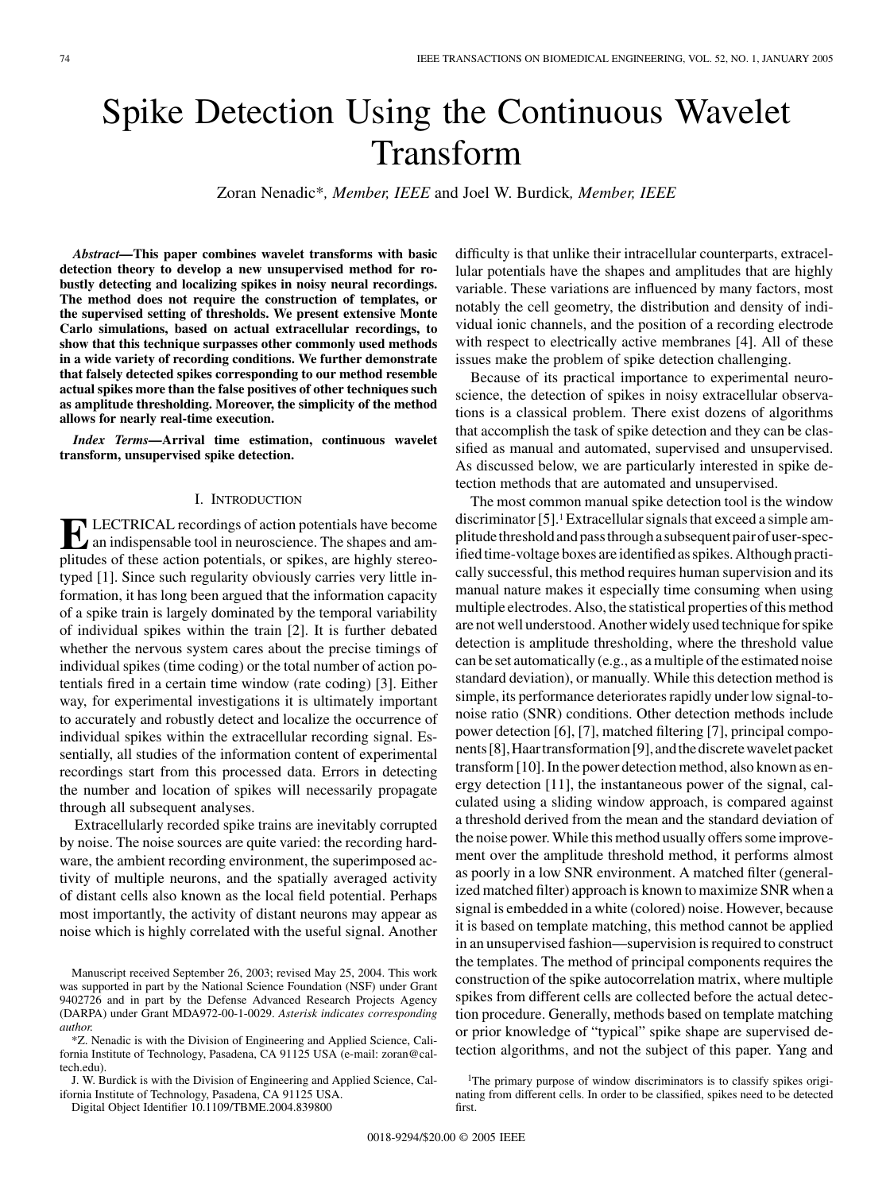# Spike Detection Using the Continuous Wavelet Transform

Zoran Nenadic*, *Member, IEEE* and Joel W. Burdick, *Member, IEEE*

***Abstract*—This paper combines wavelet transforms with basic detection theory to develop a new unsupervised method for robustly detecting and localizing spikes in noisy neural recordings. The method does not require the construction of templates, or the supervised setting of thresholds. We present extensive Monte Carlo simulations, based on actual extracellular recordings, to show that this technique surpasses other commonly used methods in a wide variety of recording conditions. We further demonstrate that falsely detected spikes corresponding to our method resemble actual spikes more than the false positives of other techniques such as amplitude thresholding. Moreover, the simplicity of the method allows for nearly real-time execution.**

***Index Terms*—Arrival time estimation, continuous wavelet transform, unsupervised spike detection.**

## I. Introduction

Electrical recordings of action potentials have become an indispensable tool in neuroscience. The shapes and amplitudes of these action potentials, or spikes, are highly stereotyped [1]. Since such regularity obviously carries very little information, it has long been argued that the information capacity of a spike train is largely dominated by the temporal variability of individual spikes within the train [2]. It is further debated whether the nervous system cares about the precise timings of individual spikes (time coding) or the total number of action potentials fired in a certain time window (rate coding) [3]. Either way, for experimental investigations it is ultimately important to accurately and robustly detect and localize the occurrence of individual spikes within the extracellular recording signal. Essentially, all studies of the information content of experimental recordings start from this processed data. Errors in detecting the number and location of spikes will necessarily propagate through all subsequent analyses.

Extracellularly recorded spike trains are inevitably corrupted by noise. The noise sources are quite varied: the recording hardware, the ambient recording environment, the superimposed activity of multiple neurons, and the spatially averaged activity of distant cells also known as the local field potential. Perhaps most importantly, the activity of distant neurons may appear as noise which is highly correlated with the useful signal. Another difficulty is that unlike their intracellular counterparts, extracellular potentials have the shapes and amplitudes that are highly variable. These variations are influenced by many factors, most notably the cell geometry, the distribution and density of individual ionic channels, and the position of a recording electrode with respect to electrically active membranes [4]. All of these issues make the problem of spike detection challenging.

Because of its practical importance to experimental neuroscience, the detection of spikes in noisy extracellular observations is a classical problem. There exist dozens of algorithms that accomplish the task of spike detection and they can be classified as manual and automated, supervised and unsupervised. As discussed below, we are particularly interested in spike detection methods that are automated and unsupervised.

The most common manual spike detection tool is the window discriminator [5].[1] Extracellular signals that exceed a simple amplitude threshold and pass through a subsequent pair of user-specified time-voltage boxes are identified as spikes. Although practically successful, this method requires human supervision and its manual nature makes it especially time consuming when using multiple electrodes. Also, the statistical properties of this method are not well understood. Another widely used technique for spike detection is amplitude thresholding, where the threshold value can be set automatically (e.g., as a multiple of the estimated noise standard deviation), or manually. While this detection method is simple, its performance deteriorates rapidly under low signal-to-noise ratio (SNR) conditions. Other detection methods include power detection [6], [7], matched filtering [7], principal components [8], Haar transformation [9], and the discrete wavelet packet transform [10]. In the power detection method, also known as energy detection [11], the instantaneous power of the signal, calculated using a sliding window approach, is compared against a threshold derived from the mean and the standard deviation of the noise power. While this method usually offers some improvement over the amplitude threshold method, it performs almost as poorly in a low SNR environment. A matched filter (generalized matched filter) approach is known to maximize SNR when a signal is embedded in a white (colored) noise. However, because it is based on template matching, this method cannot be applied in an unsupervised fashion—supervision is required to construct the templates. The method of principal components requires the construction of the spike autocorrelation matrix, where multiple spikes from different cells are collected before the actual detection procedure. Generally, methods based on template matching or prior knowledge of "typical" spike shape are supervised detection algorithms, and not the subject of this paper. Yang and

Manuscript received September 26, 2003; revised May 25, 2004. This work was supported in part by the National Science Foundation (NSF) under Grant 9402726 and in part by the Defense Advanced Research Projects Agency (DARPA) under Grant MDA972-00-1-0029. *Asterisk indicates corresponding author.*

*Z. Nenadic is with the Division of Engineering and Applied Science, California Institute of Technology, Pasadena, CA 91125 USA (e-mail: zoran@caltech.edu).

J. W. Burdick is with the Division of Engineering and Applied Science, California Institute of Technology, Pasadena, CA 91125 USA.

Digital Object Identifier 10.1109/TBME.2004.839800

[1] The primary purpose of window discriminators is to classify spikes originating from different cells. In order to be classified, spikes need to be detected first.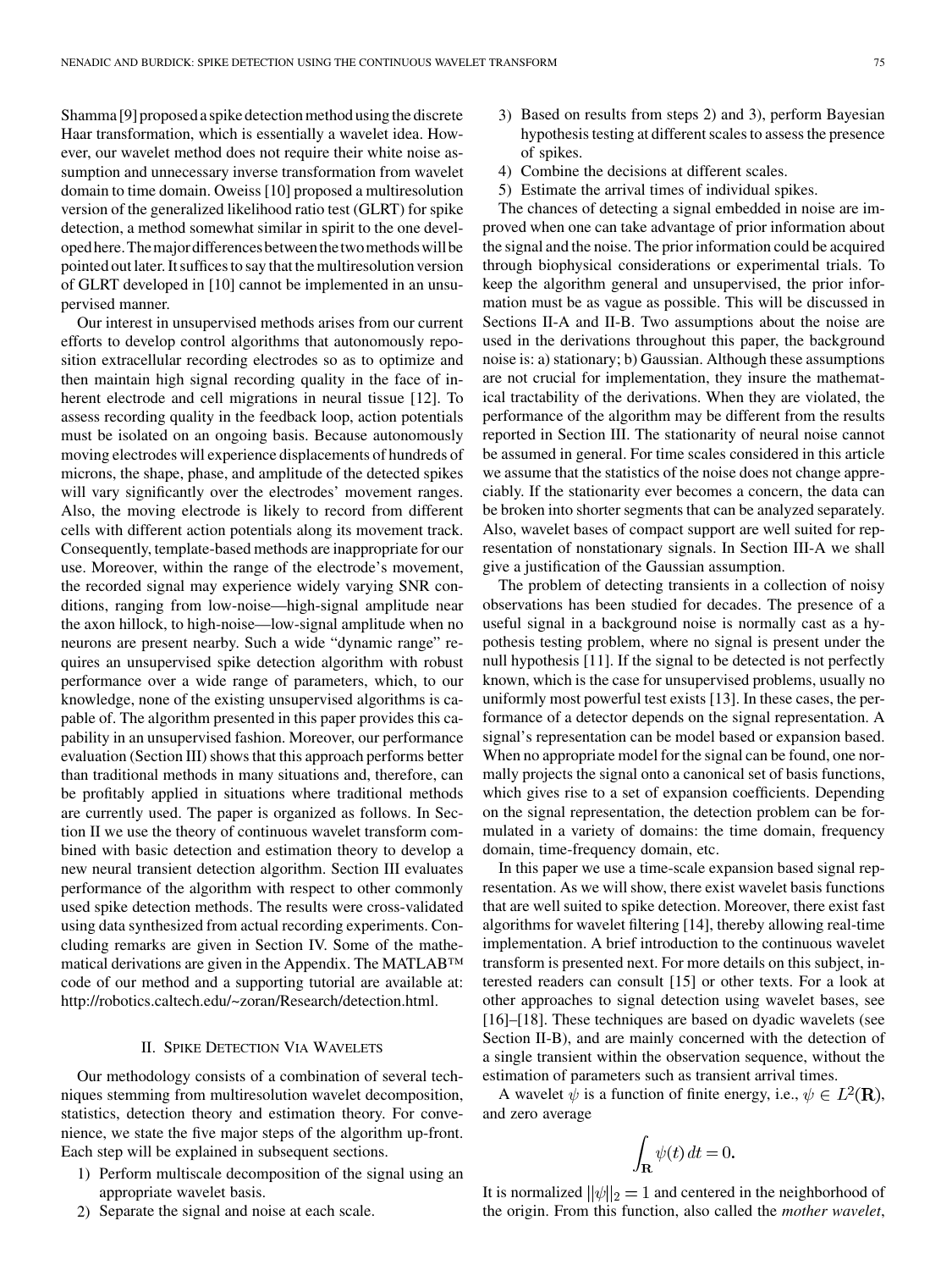Shamma [9] proposed a spike detection method using the discrete Haar transformation, which is essentially a wavelet idea. However, our wavelet method does not require their white noise assumption and unnecessary inverse transformation from wavelet domain to time domain. Oweiss [10] proposed a multiresolution version of the generalized likelihood ratio test (GLRT) for spike detection, a method somewhat similar in spirit to the one developed here. The major differences between the two methods will be pointed out later. It suffices to say that the multiresolution version of GLRT developed in [10] cannot be implemented in an unsupervised manner.

Our interest in unsupervised methods arises from our current efforts to develop control algorithms that autonomously reposition extracellular recording electrodes so as to optimize and then maintain high signal recording quality in the face of inherent electrode and cell migrations in neural tissue [12]. To assess recording quality in the feedback loop, action potentials must be isolated on an ongoing basis. Because autonomously moving electrodes will experience displacements of hundreds of microns, the shape, phase, and amplitude of the detected spikes will vary significantly over the electrodes' movement ranges. Also, the moving electrode is likely to record from different cells with different action potentials along its movement track. Consequently, template-based methods are inappropriate for our use. Moreover, within the range of the electrode's movement, the recorded signal may experience widely varying SNR conditions, ranging from low-noise—high-signal amplitude near the axon hillock, to high-noise—low-signal amplitude when no neurons are present nearby. Such a wide "dynamic range" requires an unsupervised spike detection algorithm with robust performance over a wide range of parameters, which, to our knowledge, none of the existing unsupervised algorithms is capable of. The algorithm presented in this paper provides this capability in an unsupervised fashion. Moreover, our performance evaluation (Section III) shows that this approach performs better than traditional methods in many situations and, therefore, can be profitably applied in situations where traditional methods are currently used. The paper is organized as follows. In Section II we use the theory of continuous wavelet transform combined with basic detection and estimation theory to develop a new neural transient detection algorithm. Section III evaluates performance of the algorithm with respect to other commonly used spike detection methods. The results were cross-validated using data synthesized from actual recording experiments. Concluding remarks are given in Section IV. Some of the mathematical derivations are given in the Appendix. The MATLAB™ code of our method and a supporting tutorial are available at: http://robotics.caltech.edu/~zoran/Research/detection.html.

## II. Spike Detection Via Wavelets

Our methodology consists of a combination of several techniques stemming from multiresolution wavelet decomposition, statistics, detection theory and estimation theory. For convenience, we state the five major steps of the algorithm up-front. Each step will be explained in subsequent sections.

1) Perform multiscale decomposition of the signal using an appropriate wavelet basis.
2) Separate the signal and noise at each scale.
3) Based on results from steps 2) and 3), perform Bayesian hypothesis testing at different scales to assess the presence of spikes.
4) Combine the decisions at different scales.
5) Estimate the arrival times of individual spikes.

The chances of detecting a signal embedded in noise are improved when one can take advantage of prior information about the signal and the noise. The prior information could be acquired through biophysical considerations or experimental trials. To keep the algorithm general and unsupervised, the prior information must be as vague as possible. This will be discussed in Sections II-A and II-B. Two assumptions about the noise are used in the derivations throughout this paper, the background noise is: a) stationary; b) Gaussian. Although these assumptions are not crucial for implementation, they insure the mathematical tractability of the derivations. When they are violated, the performance of the algorithm may be different from the results reported in Section III. The stationarity of neural noise cannot be assumed in general. For time scales considered in this article we assume that the statistics of the noise does not change appreciably. If the stationarity ever becomes a concern, the data can be broken into shorter segments that can be analyzed separately. Also, wavelet bases of compact support are well suited for representation of nonstationary signals. In Section III-A we shall give a justification of the Gaussian assumption.

The problem of detecting transients in a collection of noisy observations has been studied for decades. The presence of a useful signal in a background noise is normally cast as a hypothesis testing problem, where no signal is present under the null hypothesis [11]. If the signal to be detected is not perfectly known, which is the case for unsupervised problems, usually no uniformly most powerful test exists [13]. In these cases, the performance of a detector depends on the signal representation. A signal's representation can be model based or expansion based. When no appropriate model for the signal can be found, one normally projects the signal onto a canonical set of basis functions, which gives rise to a set of expansion coefficients. Depending on the signal representation, the detection problem can be formulated in a variety of domains: the time domain, frequency domain, time-frequency domain, etc.

In this paper we use a time-scale expansion based signal representation. As we will show, there exist wavelet basis functions that are well suited to spike detection. Moreover, there exist fast algorithms for wavelet filtering [14], thereby allowing real-time implementation. A brief introduction to the continuous wavelet transform is presented next. For more details on this subject, interested readers can consult [15] or other texts. For a look at other approaches to signal detection using wavelet bases, see [16]–[18]. These techniques are based on dyadic wavelets (see Section II-B), and are mainly concerned with the detection of a single transient within the observation sequence, without the estimation of parameters such as transient arrival times.

A wavelet $\psi$ is a function of finite energy, i.e., $\psi \in L^2(\mathbf{R})$, and zero average

$$\int_{\mathbf{R}} \psi(t)\, dt = 0.$$

It is normalized $\|\psi\|_2 = 1$ and centered in the neighborhood of the origin. From this function, also called the *mother wavelet*,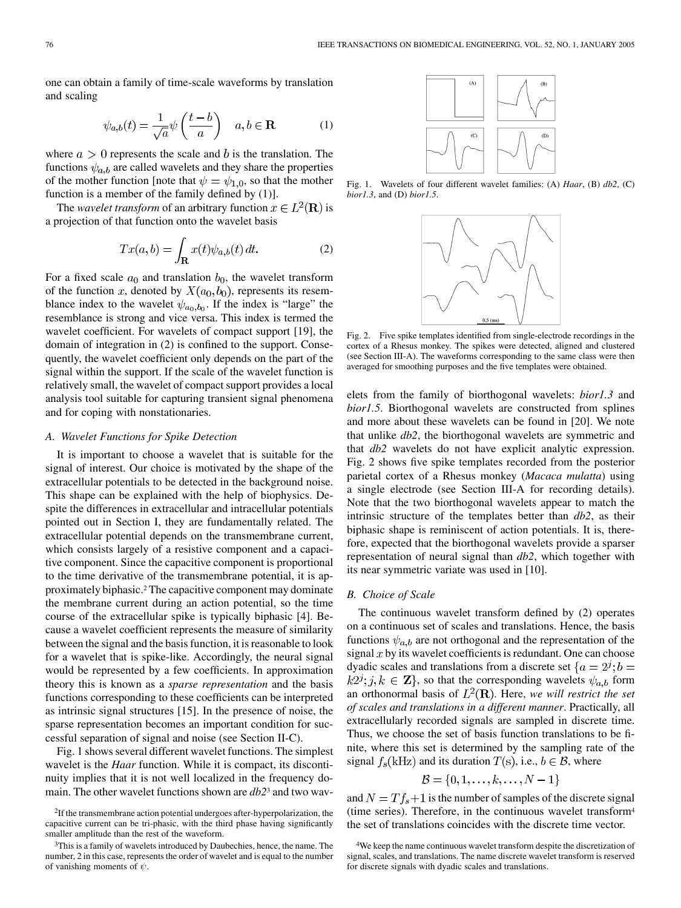one can obtain a family of time-scale waveforms by translation and scaling

$$\psi_{a,b}(t) = \frac{1}{\sqrt{a}}\psi\left(\frac{t-b}{a}\right) \quad a, b \in \mathbf{R} \tag{1}$$

where $a > 0$ represents the scale and $b$ is the translation. The functions $\psi_{a,b}$ are called wavelets and they share the properties of the mother function [note that $\psi = \psi_{1,0}$, so that the mother function is a member of the family defined by (1)].

The *wavelet transform* of an arbitrary function $x \in L^2(\mathbf{R})$ is a projection of that function onto the wavelet basis

$$Tx(a,b) = \int_{\mathbf{R}} x(t)\psi_{a,b}(t)\,dt. \tag{2}$$

For a fixed scale $a_0$ and translation $b_0$, the wavelet transform of the function $x$, denoted by $X(a_0, b_0)$, represents its resemblance index to the wavelet $\psi_{a_0,b_0}$. If the index is "large" the resemblance is strong and vice versa. This index is termed the wavelet coefficient. For wavelets of compact support [19], the domain of integration in (2) is confined to the support. Consequently, the wavelet coefficient only depends on the part of the signal within the support. If the scale of the wavelet function is relatively small, the wavelet of compact support provides a local analysis tool suitable for capturing transient signal phenomena and for coping with nonstationaries.

### A. Wavelet Functions for Spike Detection

It is important to choose a wavelet that is suitable for the signal of interest. Our choice is motivated by the shape of the extracellular potentials to be detected in the background noise. This shape can be explained with the help of biophysics. Despite the differences in extracellular and intracellular potentials pointed out in Section I, they are fundamentally related. The extracellular potential depends on the transmembrane current, which consists largely of a resistive component and a capacitive component. Since the capacitive component is proportional to the time derivative of the transmembrane potential, it is approximately biphasic.[2] The capacitive component may dominate the membrane current during an action potential, so the time course of the extracellular spike is typically biphasic [4]. Because a wavelet coefficient represents the measure of similarity between the signal and the basis function, it is reasonable to look for a wavelet that is spike-like. Accordingly, the neural signal would be represented by a few coefficients. In approximation theory this is known as a *sparse representation* and the basis functions corresponding to these coefficients can be interpreted as intrinsic signal structures [15]. In the presence of noise, the sparse representation becomes an important condition for successful separation of signal and noise (see Section II-C).

Fig. 1 shows several different wavelet functions. The simplest wavelet is the *Haar* function. While it is compact, its discontinuity implies that it is not well localized in the frequency domain. The other wavelet functions shown are *db2*[3] and two wavelets from the family of biorthogonal wavelets: *bior1.3* and *bior1.5*. Biorthogonal wavelets are constructed from splines and more about these wavelets can be found in [20]. We note that unlike *db2*, the biorthogonal wavelets are symmetric and that *db2* wavelets do not have explicit analytic expression. Fig. 2 shows five spike templates recorded from the posterior parietal cortex of a Rhesus monkey (*Macaca mulatta*) using a single electrode (see Section III-A for recording details). Note that the two biorthogonal wavelets appear to match the intrinsic structure of the templates better than *db2*, as their biphasic shape is reminiscent of action potentials. It is, therefore, expected that the biorthogonal wavelets provide a sparser representation of neural signal than *db2*, which together with its near symmetric variate was used in [10].

Fig. 1. Wavelets of four different wavelet families: (A) *Haar*, (B) *db2*, (C) *bior1.3*, and (D) *bior1.5*.

Fig. 2. Five spike templates identified from single-electrode recordings in the cortex of a Rhesus monkey. The spikes were detected, aligned and clustered (see Section III-A). The waveforms corresponding to the same class were then averaged for smoothing purposes and the five templates were obtained.

### B. Choice of Scale

The continuous wavelet transform defined by (2) operates on a continuous set of scales and translations. Hence, the basis functions $\psi_{a,b}$ are not orthogonal and the representation of the signal $x$ by its wavelet coefficients is redundant. One can choose dyadic scales and translations from a discrete set $\{a = 2^j; b = k2^j; j, k \in \mathbf{Z}\}$, so that the corresponding wavelets $\psi_{a,b}$ form an orthonormal basis of $L^2(\mathbf{R})$. Here, *we will restrict the set of scales and translations in a different manner*. Practically, all extracellularly recorded signals are sampled in discrete time. Thus, we choose the set of basis function translations to be finite, where this set is determined by the sampling rate of the signal $f_s$(kHz) and its duration $T$(s), i.e., $b \in \mathcal{B}$, where

$$\mathcal{B} = \{0, 1, \ldots, k, \ldots, N-1\}$$

and $N = Tf_s + 1$ is the number of samples of the discrete signal (time series). Therefore, in the continuous wavelet transform[4] the set of translations coincides with the discrete time vector.

[2] If the transmembrane action potential undergoes after-hyperpolarization, the capacitive current can be tri-phasic, with the third phase having significantly smaller amplitude than the rest of the waveform.

[3] This is a family of wavelets introduced by Daubechies, hence, the name. The number, 2 in this case, represents the order of wavelet and is equal to the number of vanishing moments of $\psi$.

[4] We keep the name continuous wavelet transform despite the discretization of signal, scales, and translations. The name discrete wavelet transform is reserved for discrete signals with dyadic scales and translations.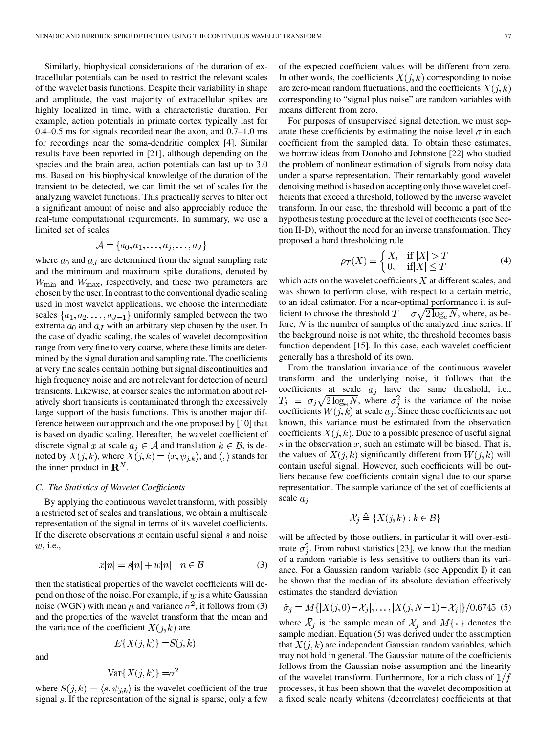Similarly, biophysical considerations of the duration of extracellular potentials can be used to restrict the relevant scales of the wavelet basis functions. Despite their variability in shape and amplitude, the vast majority of extracellular spikes are highly localized in time, with a characteristic duration. For example, action potentials in primate cortex typically last for 0.4–0.5 ms for signals recorded near the axon, and 0.7–1.0 ms for recordings near the soma-dendritic complex [4]. Similar results have been reported in [21], although depending on the species and the brain area, action potentials can last up to 3.0 ms. Based on this biophysical knowledge of the duration of the transient to be detected, we can limit the set of scales for the analyzing wavelet functions. This practically serves to filter out a significant amount of noise and also appreciably reduce the real-time computational requirements. In summary, we use a limited set of scales

$$\mathcal{A} = \{a_0, a_1, \ldots, a_j, \ldots, a_J\}$$

where $a_0$ and $a_J$ are determined from the signal sampling rate and the minimum and maximum spike durations, denoted by $W_{\min}$ and $W_{\max}$, respectively, and these two parameters are chosen by the user. In contrast to the conventional dyadic scaling used in most wavelet applications, we choose the intermediate scales $\{a_1, a_2, \ldots, a_{J-1}\}$ uniformly sampled between the two extrema $a_0$ and $a_J$ with an arbitrary step chosen by the user. In the case of dyadic scaling, the scales of wavelet decomposition range from very fine to very coarse, where these limits are determined by the signal duration and sampling rate. The coefficients at very fine scales contain nothing but signal discontinuities and high frequency noise and are not relevant for detection of neural transients. Likewise, at coarser scales the information about relatively short transients is contaminated through the excessively large support of the basis functions. This is another major difference between our approach and the one proposed by [10] that is based on dyadic scaling. Hereafter, the wavelet coefficient of discrete signal $x$ at scale $a_j \in \mathcal{A}$ and translation $k \in \mathcal{B}$, is denoted by $X(j,k)$, where $X(j,k) = \langle x, \psi_{j,k} \rangle$, and $\langle , \rangle$ stands for the inner product in $\mathbf{R}^N$.

### C. The Statistics of Wavelet Coefficients

By applying the continuous wavelet transform, with possibly a restricted set of scales and translations, we obtain a multiscale representation of the signal in terms of its wavelet coefficients. If the discrete observations $x$ contain useful signal $s$ and noise $w$, i.e.,

$$x[n] = s[n] + w[n] \quad n \in \mathcal{B} \tag{3}$$

then the statistical properties of the wavelet coefficients will depend on those of the noise. For example, if $w$ is a white Gaussian noise (WGN) with mean $\mu$ and variance $\sigma^2$, it follows from (3) and the properties of the wavelet transform that the mean and the variance of the coefficient $X(j,k)$ are

$$E\{X(j,k)\} = S(j,k)$$

and

$$\mathrm{Var}\{X(j,k)\} = \sigma^2$$

where $S(j,k) = \langle s, \psi_{j,k} \rangle$ is the wavelet coefficient of the true signal $s$. If the representation of the signal is sparse, only a few of the expected coefficient values will be different from zero. In other words, the coefficients $X(j,k)$ corresponding to noise are zero-mean random fluctuations, and the coefficients $X(j,k)$ corresponding to "signal plus noise" are random variables with means different from zero.

For purposes of unsupervised signal detection, we must separate these coefficients by estimating the noise level $\sigma$ in each coefficient from the sampled data. To obtain these estimates, we borrow ideas from Donoho and Johnstone [22] who studied the problem of nonlinear estimation of signals from noisy data under a sparse representation. Their remarkably good wavelet denoising method is based on accepting only those wavelet coefficients that exceed a threshold, followed by the inverse wavelet transform. In our case, the threshold will become a part of the hypothesis testing procedure at the level of coefficients (see Section II-D), without the need for an inverse transformation. They proposed a hard thresholding rule

$$\rho_T(X) = \begin{cases} X, & \text{if } |X| > T \\ 0, & \text{if} |X| \leq T \end{cases} \tag{4}$$

which acts on the wavelet coefficients $X$ at different scales, and was shown to perform close, with respect to a certain metric, to an ideal estimator. For a near-optimal performance it is sufficient to choose the threshold $T = \sigma\sqrt{2\log_e N}$, where, as before, $N$ is the number of samples of the analyzed time series. If the background noise is not white, the threshold becomes basis function dependent [15]. In this case, each wavelet coefficient generally has a threshold of its own.

From the translation invariance of the continuous wavelet transform and the underlying noise, it follows that the coefficients at scale $a_j$ have the same threshold, i.e., $T_j = \sigma_j\sqrt{2\log_e N}$, where $\sigma_j^2$ is the variance of the noise coefficients $W(j,k)$ at scale $a_j$. Since these coefficients are not known, this variance must be estimated from the observation coefficients $X(j,k)$. Due to a possible presence of useful signal $s$ in the observation $x$, such an estimate will be biased. That is, the values of $X(j,k)$ significantly different from $W(j,k)$ will contain useful signal. However, such coefficients will be outliers because few coefficients contain signal due to our sparse representation. The sample variance of the set of coefficients at scale $a_j$

$$\mathcal{X}_j \triangleq \{X(j,k) : k \in \mathcal{B}\}$$

will be affected by those outliers, in particular it will over-estimate $\sigma_j^2$. From robust statistics [23], we know that the median of a random variable is less sensitive to outliers than its variance. For a Gaussian random variable (see Appendix I) it can be shown that the median of its absolute deviation effectively estimates the standard deviation

$$\hat{\sigma}_j = M\{|X(j,0) - \bar{\mathcal{X}}_j|, \ldots, |X(j,N-1) - \bar{\mathcal{X}}_j|\}/0.6745 \tag{5}$$

where $\bar{\mathcal{X}}_j$ is the sample mean of $\mathcal{X}_j$ and $M\{\cdot\}$ denotes the sample median. Equation (5) was derived under the assumption that $X(j,k)$ are independent Gaussian random variables, which may not hold in general. The Gaussian nature of the coefficients follows from the Gaussian noise assumption and the linearity of the wavelet transform. Furthermore, for a rich class of $1/f$ processes, it has been shown that the wavelet decomposition at a fixed scale nearly whitens (decorrelates) coefficients at that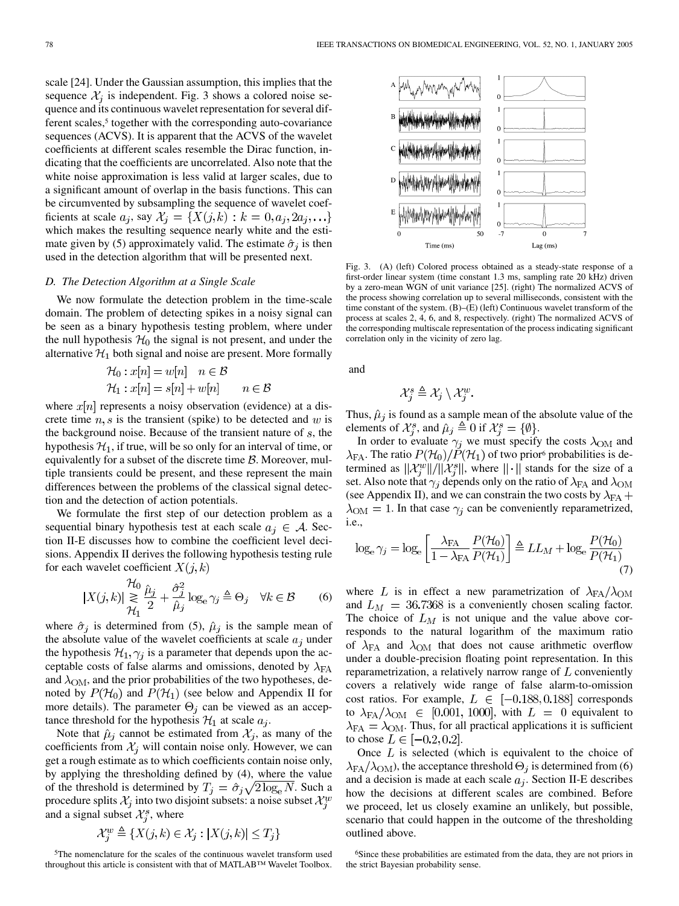scale [24]. Under the Gaussian assumption, this implies that the sequence $\mathcal{X}_j$ is independent. Fig. 3 shows a colored noise sequence and its continuous wavelet representation for several different scales,[5] together with the corresponding auto-covariance sequences (ACVS). It is apparent that the ACVS of the wavelet coefficients at different scales resemble the Dirac function, indicating that the coefficients are uncorrelated. Also note that the white noise approximation is less valid at larger scales, due to a significant amount of overlap in the basis functions. This can be circumvented by subsampling the sequence of wavelet coefficients at scale $a_j$, say $\mathcal{X}_j = \{X(j,k) : k = 0, a_j, 2a_j, \ldots\}$ which makes the resulting sequence nearly white and the estimate given by (5) approximately valid. The estimate $\hat{\sigma}_j$ is then used in the detection algorithm that will be presented next.

### D. The Detection Algorithm at a Single Scale

We now formulate the detection problem in the time-scale domain. The problem of detecting spikes in a noisy signal can be seen as a binary hypothesis testing problem, where under the null hypothesis $\mathcal{H}_0$ the signal is not present, and under the alternative $\mathcal{H}_1$ both signal and noise are present. More formally

$$\mathcal{H}_0 : x[n] = w[n] \quad n \in \mathcal{B}$$
$$\mathcal{H}_1 : x[n] = s[n] + w[n] \qquad n \in \mathcal{B}$$

where $x[n]$ represents a noisy observation (evidence) at a discrete time $n, s$ is the transient (spike) to be detected and $w$ is the background noise. Because of the transient nature of $s$, the hypothesis $\mathcal{H}_1$, if true, will be so only for an interval of time, or equivalently for a subset of the discrete time $\mathcal{B}$. Moreover, multiple transients could be present, and these represent the main differences between the problems of the classical signal detection and the detection of action potentials.

We formulate the first step of our detection problem as a sequential binary hypothesis test at each scale $a_j \in \mathcal{A}$. Section II-E discusses how to combine the coefficient level decisions. Appendix II derives the following hypothesis testing rule for each wavelet coefficient $X(j,k)$

$$|X(j,k)| \underset{\mathcal{H}_1}{\overset{\mathcal{H}_0}{\gtrless}} \frac{\hat{\mu}_j}{2} + \frac{\hat{\sigma}_j^2}{\hat{\mu}_j} \log_e \gamma_j \triangleq \Theta_j \quad \forall k \in \mathcal{B} \tag{6}$$

where $\hat{\sigma}_j$ is determined from (5), $\hat{\mu}_j$ is the sample mean of the absolute value of the wavelet coefficients at scale $a_j$ under the hypothesis $\mathcal{H}_1, \gamma_j$ is a parameter that depends upon the acceptable costs of false alarms and omissions, denoted by $\lambda_{\mathrm{FA}}$ and $\lambda_{\mathrm{OM}}$, and the prior probabilities of the two hypotheses, denoted by $P(\mathcal{H}_0)$ and $P(\mathcal{H}_1)$ (see below and Appendix II for more details). The parameter $\Theta_j$ can be viewed as an acceptance threshold for the hypothesis $\mathcal{H}_1$ at scale $a_j$.

Note that $\hat{\mu}_j$ cannot be estimated from $\mathcal{X}_j$, as many of the coefficients from $\mathcal{X}_j$ will contain noise only. However, we can get a rough estimate as to which coefficients contain noise only, by applying the thresholding defined by (4), where the value of the threshold is determined by $T_j = \hat{\sigma}_j\sqrt{2\log_e N}$. Such a procedure splits $\mathcal{X}_j$ into two disjoint subsets: a noise subset $\mathcal{X}_j^w$ and a signal subset $\mathcal{X}_j^s$, where

$$\mathcal{X}_j^w \triangleq \{X(j,k) \in \mathcal{X}_j : |X(j,k)| \leq T_j\}$$

and

$$\mathcal{X}_j^s \triangleq \mathcal{X}_j \setminus \mathcal{X}_j^w.$$

Thus, $\hat{\mu}_j$ is found as a sample mean of the absolute value of the elements of $\mathcal{X}_j^s$, and $\hat{\mu}_j \triangleq 0$ if $\mathcal{X}_j^s = \{\emptyset\}$.

In order to evaluate $\gamma_j$ we must specify the costs $\lambda_{\mathrm{OM}}$ and $\lambda_{\mathrm{FA}}$. The ratio $P(\mathcal{H}_0)/P(\mathcal{H}_1)$ of two prior[6] probabilities is determined as $\|\mathcal{X}_j^w\|/\|\mathcal{X}_j^s\|$, where $\|\cdot\|$ stands for the size of a set. Also note that $\gamma_j$ depends only on the ratio of $\lambda_{\mathrm{FA}}$ and $\lambda_{\mathrm{OM}}$ (see Appendix II), and we can constrain the two costs by $\lambda_{\mathrm{FA}} + \lambda_{\mathrm{OM}} = 1$. In that case $\gamma_j$ can be conveniently reparametrized, i.e.,

$$\log_e \gamma_j = \log_e \left[ \frac{\lambda_{\mathrm{FA}}}{1-\lambda_{\mathrm{FA}}} \frac{P(\mathcal{H}_0)}{P(\mathcal{H}_1)} \right] \triangleq LL_M + \log_e \frac{P(\mathcal{H}_0)}{P(\mathcal{H}_1)} \tag{7}$$

where $L$ is in effect a new parametrization of $\lambda_{\mathrm{FA}}/\lambda_{\mathrm{OM}}$ and $L_M = 36.7368$ is a conveniently chosen scaling factor. The choice of $L_M$ is not unique and the value above corresponds to the natural logarithm of the maximum ratio of $\lambda_{\mathrm{FA}}$ and $\lambda_{\mathrm{OM}}$ that does not cause arithmetic overflow under a double-precision floating point representation. In this reparametrization, a relatively narrow range of $L$ conveniently covers a relatively wide range of false alarm-to-omission cost ratios. For example, $L \in [-0.188, 0.188]$ corresponds to $\lambda_{\mathrm{FA}}/\lambda_{\mathrm{OM}} \in [0.001, 1000]$, with $L = 0$ equivalent to $\lambda_{\mathrm{FA}} = \lambda_{\mathrm{OM}}$. Thus, for all practical applications it is sufficient to chose $L \in [-0.2, 0.2]$.

Once $L$ is selected (which is equivalent to the choice of $\lambda_{\mathrm{FA}}/\lambda_{\mathrm{OM}}$), the acceptance threshold $\Theta_j$ is determined from (6) and a decision is made at each scale $a_j$. Section II-E describes how the decisions at different scales are combined. Before we proceed, let us closely examine an unlikely, but possible, scenario that could happen in the outcome of the thresholding outlined above.

Fig. 3. (A) (left) Colored process obtained as a steady-state response of a first-order linear system (time constant 1.3 ms, sampling rate 20 kHz) driven by a zero-mean WGN of unit variance [25]. (right) The normalized ACVS of the process showing correlation up to several milliseconds, consistent with the time constant of the system. (B)–(E) (left) Continuous wavelet transform of the process at scales 2, 4, 6, and 8, respectively. (right) The normalized ACVS of the corresponding multiscale representation of the process indicating significant correlation only in the vicinity of zero lag.

[5] The nomenclature for the scales of the continuous wavelet transform used throughout this article is consistent with that of MATLAB™ Wavelet Toolbox.

[6] Since these probabilities are estimated from the data, they are not priors in the strict Bayesian probability sense.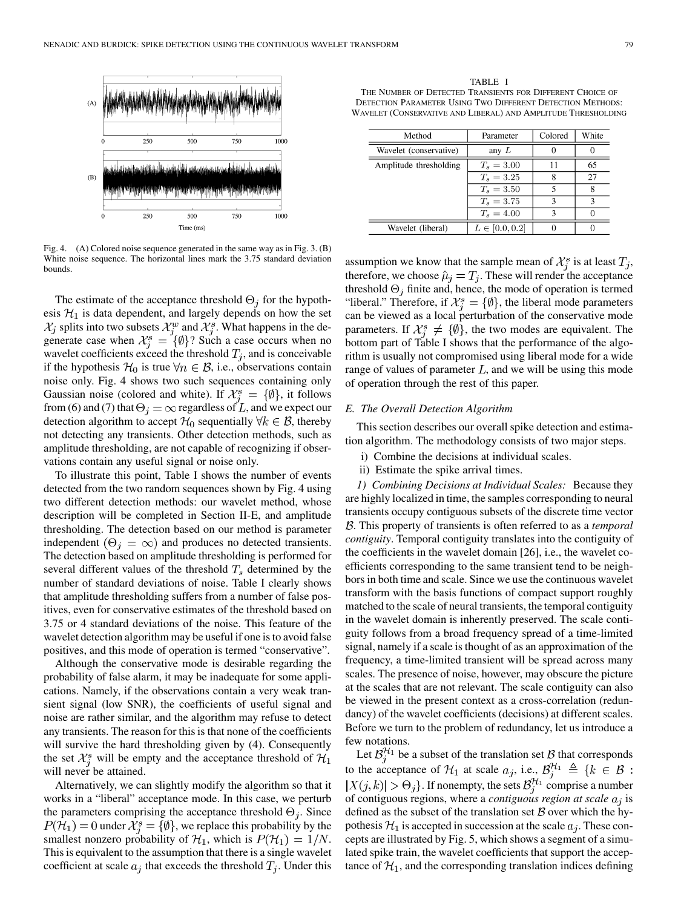Fig. 4. (A) Colored noise sequence generated in the same way as in Fig. 3. (B) White noise sequence. The horizontal lines mark the 3.75 standard deviation bounds.

The estimate of the acceptance threshold $\Theta_j$ for the hypothesis $\mathcal{H}_1$ is data dependent, and largely depends on how the set $\mathcal{X}_j$ splits into two subsets $\mathcal{X}_j^w$ and $\mathcal{X}_j^s$. What happens in the degenerate case when $\mathcal{X}_j^s = \{\emptyset\}$? Such a case occurs when no wavelet coefficients exceed the threshold $T_j$, and is conceivable if the hypothesis $\mathcal{H}_0$ is true $\forall n \in \mathcal{B}$, i.e., observations contain noise only. Fig. 4 shows two such sequences containing only Gaussian noise (colored and white). If $\mathcal{X}_j^s = \{\emptyset\}$, it follows from (6) and (7) that $\Theta_j = \infty$ regardless of $L$, and we expect our detection algorithm to accept $\mathcal{H}_0$ sequentially $\forall k \in \mathcal{B}$, thereby not detecting any transients. Other detection methods, such as amplitude thresholding, are not capable of recognizing if observations contain any useful signal or noise only.

To illustrate this point, Table I shows the number of events detected from the two random sequences shown by Fig. 4 using two different detection methods: our wavelet method, whose description will be completed in Section II-E, and amplitude thresholding. The detection based on our method is parameter independent ($\Theta_j = \infty$) and produces no detected transients. The detection based on amplitude thresholding is performed for several different values of the threshold $T_s$ determined by the number of standard deviations of noise. Table I clearly shows that amplitude thresholding suffers from a number of false positives, even for conservative estimates of the threshold based on 3.75 or 4 standard deviations of the noise. This feature of the wavelet detection algorithm may be useful if one is to avoid false positives, and this mode of operation is termed "conservative".

Although the conservative mode is desirable regarding the probability of false alarm, it may be inadequate for some applications. Namely, if the observations contain a very weak transient signal (low SNR), the coefficients of useful signal and noise are rather similar, and the algorithm may refuse to detect any transients. The reason for this is that none of the coefficients will survive the hard thresholding given by (4). Consequently the set $\mathcal{X}_j^s$ will be empty and the acceptance threshold of $\mathcal{H}_1$ will never be attained.

Alternatively, we can slightly modify the algorithm so that it works in a "liberal" acceptance mode. In this case, we perturb the parameters comprising the acceptance threshold $\Theta_j$. Since $P(\mathcal{H}_1) = 0$ under $\mathcal{X}_j^s = \{\emptyset\}$, we replace this probability by the smallest nonzero probability of $\mathcal{H}_1$, which is $P(\mathcal{H}_1) = 1/N$. This is equivalent to the assumption that there is a single wavelet coefficient at scale $a_j$ that exceeds the threshold $T_j$. Under this assumption we know that the sample mean of $\mathcal{X}_j^s$ is at least $T_j$, therefore, we choose $\hat{\mu}_j = T_j$. These will render the acceptance threshold $\Theta_j$ finite and, hence, the mode of operation is termed "liberal." Therefore, if $\mathcal{X}_j^s = \{\emptyset\}$, the liberal mode parameters can be viewed as a local perturbation of the conservative mode parameters. If $\mathcal{X}_j^s \neq \{\emptyset\}$, the two modes are equivalent. The bottom part of Table I shows that the performance of the algorithm is usually not compromised using liberal mode for a wide range of values of parameter $L$, and we will be using this mode of operation through the rest of this paper.

TABLE I
THE NUMBER OF DETECTED TRANSIENTS FOR DIFFERENT CHOICE OF DETECTION PARAMETER USING TWO DIFFERENT DETECTION METHODS: WAVELET (CONSERVATIVE AND LIBERAL) AND AMPLITUDE THRESHOLDING

| Method | Parameter | Colored | White |
|---|---|---|---|
| Wavelet (conservative) | any $L$ | 0 | 0 |
| Amplitude thresholding | $T_s = 3.00$ | 11 | 65 |
| | $T_s = 3.25$ | 8 | 27 |
| | $T_s = 3.50$ | 5 | 8 |
| | $T_s = 3.75$ | 3 | 3 |
| | $T_s = 4.00$ | 3 | 0 |
| Wavelet (liberal) | $L \in [0.0, 0.2]$ | 0 | 0 |

### E. The Overall Detection Algorithm

This section describes our overall spike detection and estimation algorithm. The methodology consists of two major steps.

i) Combine the decisions at individual scales.
ii) Estimate the spike arrival times.

*1) Combining Decisions at Individual Scales:* Because they are highly localized in time, the samples corresponding to neural transients occupy contiguous subsets of the discrete time vector $\mathcal{B}$. This property of transients is often referred to as a *temporal contiguity*. Temporal contiguity translates into the contiguity of the coefficients in the wavelet domain [26], i.e., the wavelet coefficients corresponding to the same transient tend to be neighbors in both time and scale. Since we use the continuous wavelet transform with the basis functions of compact support roughly matched to the scale of neural transients, the temporal contiguity in the wavelet domain is inherently preserved. The scale contiguity follows from a broad frequency spread of a time-limited signal, namely if a scale is thought of as an approximation of the frequency, a time-limited transient will be spread across many scales. The presence of noise, however, may obscure the picture at the scales that are not relevant. The scale contiguity can also be viewed in the present context as a cross-correlation (redundancy) of the wavelet coefficients (decisions) at different scales. Before we turn to the problem of redundancy, let us introduce a few notations.

Let $\mathcal{B}_j^{\mathcal{H}_1}$ be a subset of the translation set $\mathcal{B}$ that corresponds to the acceptance of $\mathcal{H}_1$ at scale $a_j$, i.e., $\mathcal{B}_j^{\mathcal{H}_1} \triangleq \{k \in \mathcal{B} : |X(j,k)| > \Theta_j\}$. If nonempty, the sets $\mathcal{B}_j^{\mathcal{H}_1}$ comprise a number of contiguous regions, where a *contiguous region at scale* $a_j$ is defined as the subset of the translation set $\mathcal{B}$ over which the hypothesis $\mathcal{H}_1$ is accepted in succession at the scale $a_j$. These concepts are illustrated by Fig. 5, which shows a segment of a simulated spike train, the wavelet coefficients that support the acceptance of $\mathcal{H}_1$, and the corresponding translation indices defining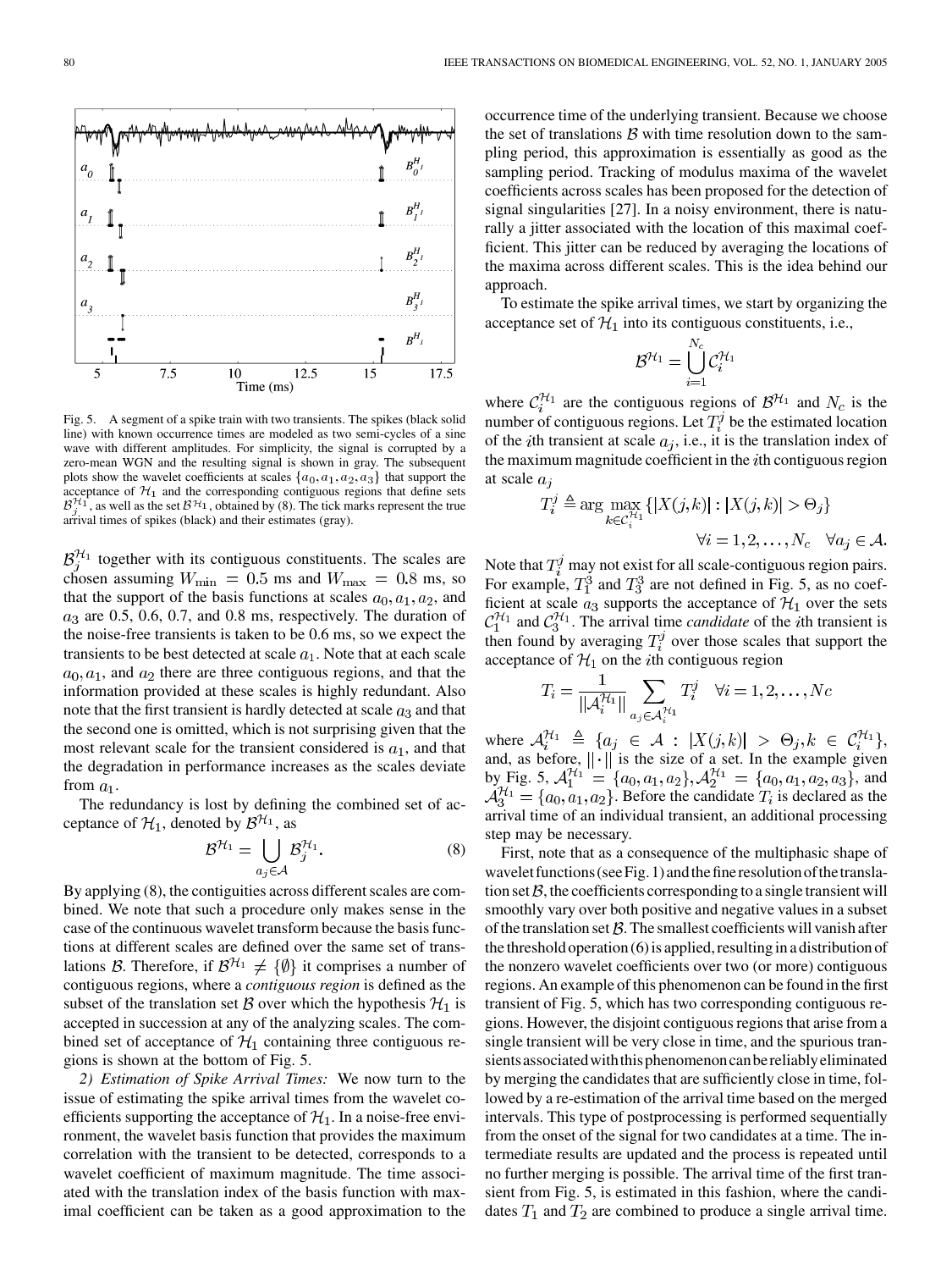Fig. 5. A segment of a spike train with two transients. The spikes (black solid line) with known occurrence times are modeled as two semi-cycles of a sine wave with different amplitudes. For simplicity, the signal is corrupted by a zero-mean WGN and the resulting signal is shown in gray. The subsequent plots show the wavelet coefficients at scales $\{a_0, a_1, a_2, a_3\}$ that support the acceptance of $\mathcal{H}_1$ and the corresponding contiguous regions that define sets $\mathcal{B}_j^{\mathcal{H}_1}$, as well as the set $\mathcal{B}^{\mathcal{H}_1}$, obtained by (8). The tick marks represent the true arrival times of spikes (black) and their estimates (gray).

$\mathcal{B}_j^{\mathcal{H}_1}$ together with its contiguous constituents. The scales are chosen assuming $W_{\min} = 0.5$ ms and $W_{\max} = 0.8$ ms, so that the support of the basis functions at scales $a_0, a_1, a_2$, and $a_3$ are 0.5, 0.6, 0.7, and 0.8 ms, respectively. The duration of the noise-free transients is taken to be 0.6 ms, so we expect the transients to be best detected at scale $a_1$. Note that at each scale $a_0, a_1$, and $a_2$ there are three contiguous regions, and that the information provided at these scales is highly redundant. Also note that the first transient is hardly detected at scale $a_3$ and that the second one is omitted, which is not surprising given that the most relevant scale for the transient considered is $a_1$, and that the degradation in performance increases as the scales deviate from $a_1$.

The redundancy is lost by defining the combined set of acceptance of $\mathcal{H}_1$, denoted by $\mathcal{B}^{\mathcal{H}_1}$, as

$$\mathcal{B}^{\mathcal{H}_1} = \bigcup_{a_j \in \mathcal{A}} \mathcal{B}_j^{\mathcal{H}_1}. \tag{8}$$

By applying (8), the contiguities across different scales are combined. We note that such a procedure only makes sense in the case of the continuous wavelet transform because the basis functions at different scales are defined over the same set of translations $\mathcal{B}$. Therefore, if $\mathcal{B}^{\mathcal{H}_1} \neq \{\emptyset\}$ it comprises a number of contiguous regions, where a *contiguous region* is defined as the subset of the translation set $\mathcal{B}$ over which the hypothesis $\mathcal{H}_1$ is accepted in succession at any of the analyzing scales. The combined set of acceptance of $\mathcal{H}_1$ containing three contiguous regions is shown at the bottom of Fig. 5.

*2) Estimation of Spike Arrival Times:* We now turn to the issue of estimating the spike arrival times from the wavelet coefficients supporting the acceptance of $\mathcal{H}_1$. In a noise-free environment, the wavelet basis function that provides the maximum correlation with the transient to be detected, corresponds to a wavelet coefficient of maximum magnitude. The time associated with the translation index of the basis function with maximal coefficient can be taken as a good approximation to the occurrence time of the underlying transient. Because we choose the set of translations $\mathcal{B}$ with time resolution down to the sampling period, this approximation is essentially as good as the sampling period. Tracking of modulus maxima of the wavelet coefficients across scales has been proposed for the detection of signal singularities [27]. In a noisy environment, there is naturally a jitter associated with the location of this maximal coefficient. This jitter can be reduced by averaging the locations of the maxima across different scales. This is the idea behind our approach.

To estimate the spike arrival times, we start by organizing the acceptance set of $\mathcal{H}_1$ into its contiguous constituents, i.e.,

$$\mathcal{B}^{\mathcal{H}_1} = \bigcup_{i=1}^{N_c} \mathcal{C}_i^{\mathcal{H}_1}$$

where $\mathcal{C}_i^{\mathcal{H}_1}$ are the contiguous regions of $\mathcal{B}^{\mathcal{H}_1}$ and $N_c$ is the number of contiguous regions. Let $T_i^j$ be the estimated location of the $i$th transient at scale $a_j$, i.e., it is the translation index of the maximum magnitude coefficient in the $i$th contiguous region at scale $a_j$

$$T_i^j \triangleq \arg\max_{k \in \mathcal{C}_i^{\mathcal{H}_1}} \{|X(j,k)| : |X(j,k)| > \Theta_j\} \quad \forall i = 1, 2, \ldots, N_c \quad \forall a_j \in \mathcal{A}.$$

Note that $T_i^j$ may not exist for all scale-contiguous region pairs. For example, $T_1^3$ and $T_3^3$ are not defined in Fig. 5, as no coefficient at scale $a_3$ supports the acceptance of $\mathcal{H}_1$ over the sets $\mathcal{C}_1^{\mathcal{H}_1}$ and $\mathcal{C}_3^{\mathcal{H}_1}$. The arrival time *candidate* of the $i$th transient is then found by averaging $T_i^j$ over those scales that support the acceptance of $\mathcal{H}_1$ on the $i$th contiguous region

$$T_i = \frac{1}{\|\mathcal{A}_i^{\mathcal{H}_1}\|} \sum_{a_j \in \mathcal{A}_i^{\mathcal{H}_1}} T_i^j \quad \forall i = 1, 2, \ldots, Nc$$

where $\mathcal{A}_i^{\mathcal{H}_1} \triangleq \{a_j \in \mathcal{A} : |X(j,k)| > \Theta_j, k \in \mathcal{C}_i^{\mathcal{H}_1}\}$, and, as before, $\|\cdot\|$ is the size of a set. In the example given by Fig. 5, $\mathcal{A}_1^{\mathcal{H}_1} = \{a_0, a_1, a_2\}$, $\mathcal{A}_2^{\mathcal{H}_1} = \{a_0, a_1, a_2, a_3\}$, and $\mathcal{A}_3^{\mathcal{H}_1} = \{a_0, a_1, a_2\}$. Before the candidate $T_i$ is declared as the arrival time of an individual transient, an additional processing step may be necessary.

First, note that as a consequence of the multiphasic shape of wavelet functions (see Fig. 1) and the fine resolution of the translation set $\mathcal{B}$, the coefficients corresponding to a single transient will smoothly vary over both positive and negative values in a subset of the translation set $\mathcal{B}$. The smallest coefficients will vanish after the threshold operation (6) is applied, resulting in a distribution of the nonzero wavelet coefficients over two (or more) contiguous regions. An example of this phenomenon can be found in the first transient of Fig. 5, which has two corresponding contiguous regions. However, the disjoint contiguous regions that arise from a single transient will be very close in time, and the spurious transients associated with this phenomenon can be reliably eliminated by merging the candidates that are sufficiently close in time, followed by a re-estimation of the arrival time based on the merged intervals. This type of postprocessing is performed sequentially from the onset of the signal for two candidates at a time. The intermediate results are updated and the process is repeated until no further merging is possible. The arrival time of the first transient from Fig. 5, is estimated in this fashion, where the candidates $T_1$ and $T_2$ are combined to produce a single arrival time.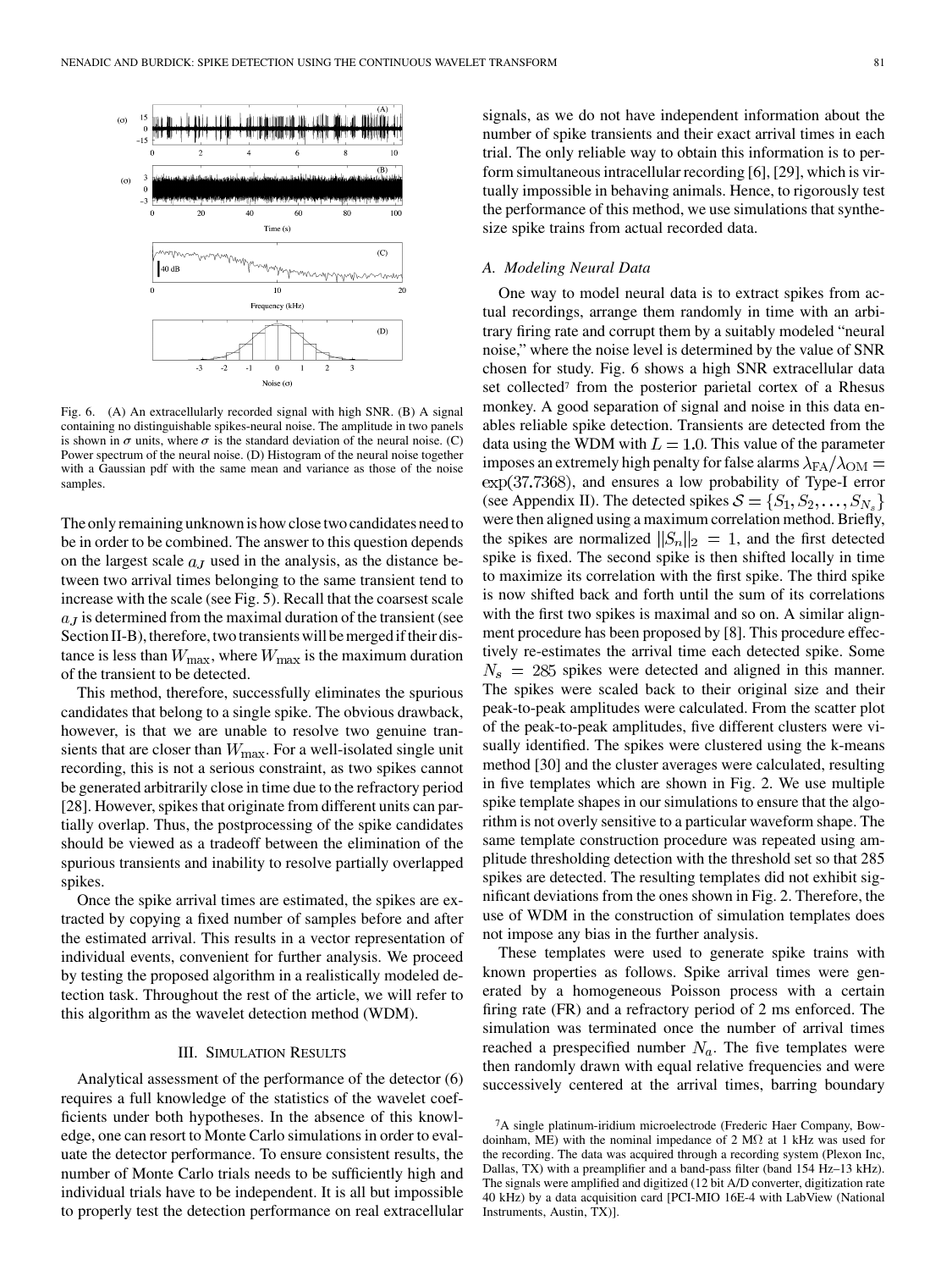Fig. 6. (A) An extracellularly recorded signal with high SNR. (B) A signal containing no distinguishable spikes-neural noise. The amplitude in two panels is shown in $\sigma$ units, where $\sigma$ is the standard deviation of the neural noise. (C) Power spectrum of the neural noise. (D) Histogram of the neural noise together with a Gaussian pdf with the same mean and variance as those of the noise samples.

The only remaining unknown is how close two candidates need to be in order to be combined. The answer to this question depends on the largest scale $a_J$ used in the analysis, as the distance between two arrival times belonging to the same transient tend to increase with the scale (see Fig. 5). Recall that the coarsest scale $a_J$ is determined from the maximal duration of the transient (see Section II-B), therefore, two transients will be merged if their distance is less than $W_{\max}$, where $W_{\max}$ is the maximum duration of the transient to be detected.

This method, therefore, successfully eliminates the spurious candidates that belong to a single spike. The obvious drawback, however, is that we are unable to resolve two genuine transients that are closer than $W_{\max}$. For a well-isolated single unit recording, this is not a serious constraint, as two spikes cannot be generated arbitrarily close in time due to the refractory period [28]. However, spikes that originate from different units can partially overlap. Thus, the postprocessing of the spike candidates should be viewed as a tradeoff between the elimination of the spurious transients and inability to resolve partially overlapped spikes.

Once the spike arrival times are estimated, the spikes are extracted by copying a fixed number of samples before and after the estimated arrival. This results in a vector representation of individual events, convenient for further analysis. We proceed by testing the proposed algorithm in a realistically modeled detection task. Throughout the rest of the article, we will refer to this algorithm as the wavelet detection method (WDM).

## III. Simulation Results

Analytical assessment of the performance of the detector (6) requires a full knowledge of the statistics of the wavelet coefficients under both hypotheses. In the absence of this knowledge, one can resort to Monte Carlo simulations in order to evaluate the detector performance. To ensure consistent results, the number of Monte Carlo trials needs to be sufficiently high and individual trials have to be independent. It is all but impossible to properly test the detection performance on real extracellular signals, as we do not have independent information about the number of spike transients and their exact arrival times in each trial. The only reliable way to obtain this information is to perform simultaneous intracellular recording [6], [29], which is virtually impossible in behaving animals. Hence, to rigorously test the performance of this method, we use simulations that synthesize spike trains from actual recorded data.

### A. Modeling Neural Data

One way to model neural data is to extract spikes from actual recordings, arrange them randomly in time with an arbitrary firing rate and corrupt them by a suitably modeled "neural noise," where the noise level is determined by the value of SNR chosen for study. Fig. 6 shows a high SNR extracellular data set collected[7] from the posterior parietal cortex of a Rhesus monkey. A good separation of signal and noise in this data enables reliable spike detection. Transients are detected from the data using the WDM with $L = 1.0$. This value of the parameter imposes an extremely high penalty for false alarms $\lambda_{\mathrm{FA}}/\lambda_{\mathrm{OM}} = \exp(37.7368)$, and ensures a low probability of Type-I error (see Appendix II). The detected spikes $\mathcal{S} = \{S_1, S_2, \ldots, S_{N_s}\}$ were then aligned using a maximum correlation method. Briefly, the spikes are normalized $\|S_n\|_2 = 1$, and the first detected spike is fixed. The second spike is then shifted locally in time to maximize its correlation with the first spike. The third spike is now shifted back and forth until the sum of its correlations with the first two spikes is maximal and so on. A similar alignment procedure has been proposed by [8]. This procedure effectively re-estimates the arrival time each detected spike. Some $N_s = 285$ spikes were detected and aligned in this manner. The spikes were scaled back to their original size and their peak-to-peak amplitudes were calculated. From the scatter plot of the peak-to-peak amplitudes, five different clusters were visually identified. The spikes were clustered using the k-means method [30] and the cluster averages were calculated, resulting in five templates which are shown in Fig. 2. We use multiple spike template shapes in our simulations to ensure that the algorithm is not overly sensitive to a particular waveform shape. The same template construction procedure was repeated using amplitude thresholding detection with the threshold set so that 285 spikes are detected. The resulting templates did not exhibit significant deviations from the ones shown in Fig. 2. Therefore, the use of WDM in the construction of simulation templates does not impose any bias in the further analysis.

These templates were used to generate spike trains with known properties as follows. Spike arrival times were generated by a homogeneous Poisson process with a certain firing rate (FR) and a refractory period of 2 ms enforced. The simulation was terminated once the number of arrival times reached a prespecified number $N_a$. The five templates were then randomly drawn with equal relative frequencies and were successively centered at the arrival times, barring boundary

[7] A single platinum-iridium microelectrode (Frederic Haer Company, Bowdoinham, ME) with the nominal impedance of 2 MΩ at 1 kHz was used for the recording. The data was acquired through a recording system (Plexon Inc, Dallas, TX) with a preamplifier and a band-pass filter (band 154 Hz–13 kHz). The signals were amplified and digitized (12 bit A/D converter, digitization rate 40 kHz) by a data acquisition card [PCI-MIO 16E-4 with LabView (National Instruments, Austin, TX)].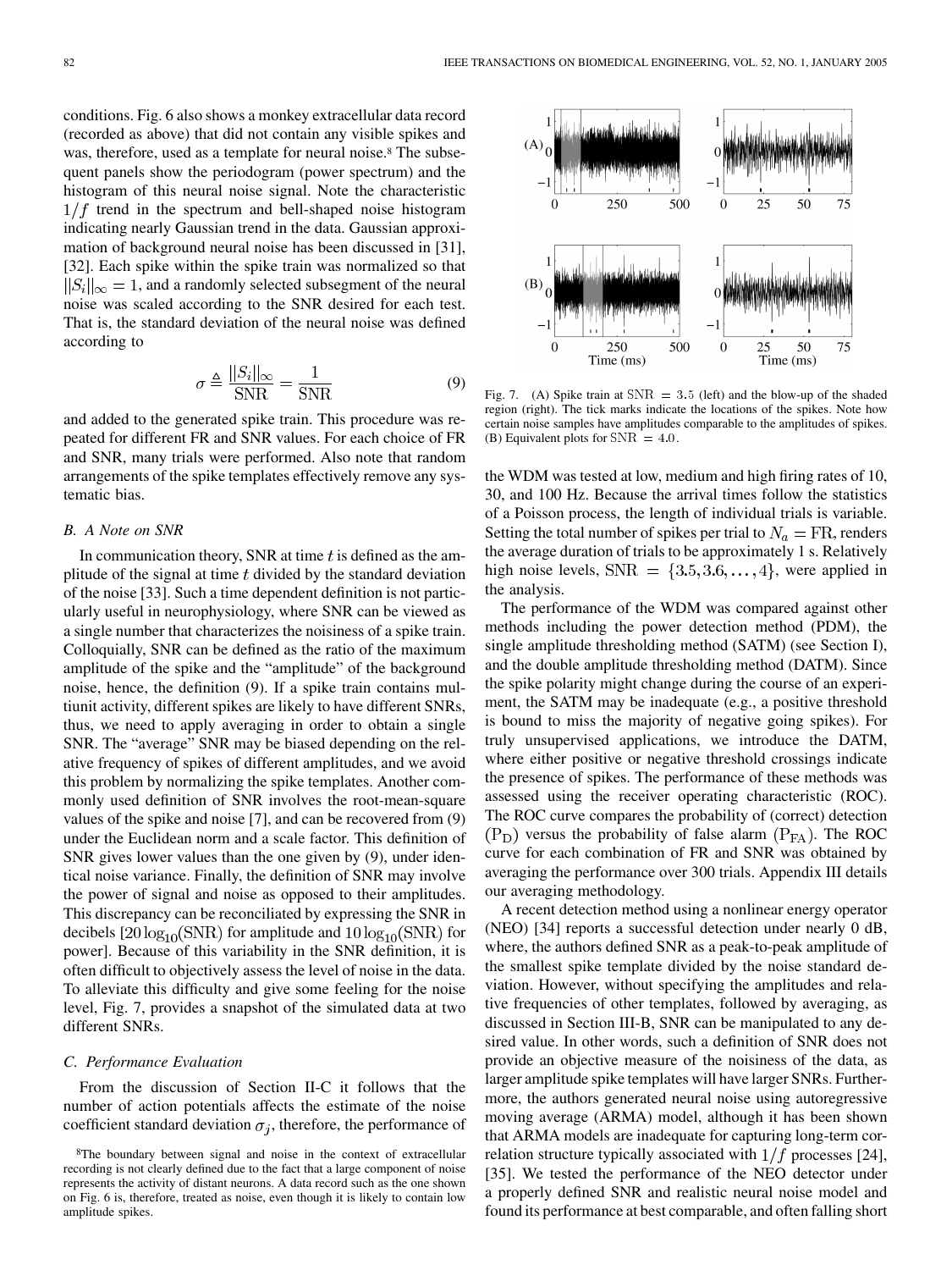conditions. Fig. 6 also shows a monkey extracellular data record (recorded as above) that did not contain any visible spikes and was, therefore, used as a template for neural noise.[8] The subsequent panels show the periodogram (power spectrum) and the histogram of this neural noise signal. Note the characteristic $1/f$ trend in the spectrum and bell-shaped noise histogram indicating nearly Gaussian trend in the data. Gaussian approximation of background neural noise has been discussed in [31], [32]. Each spike within the spike train was normalized so that $||S_i||_\infty = 1$, and a randomly selected subsegment of the neural noise was scaled according to the SNR desired for each test. That is, the standard deviation of the neural noise was defined according to

$$\sigma \triangleq \frac{||S_i||_\infty}{\text{SNR}} = \frac{1}{\text{SNR}} \tag{9}$$

and added to the generated spike train. This procedure was repeated for different FR and SNR values. For each choice of FR and SNR, many trials were performed. Also note that random arrangements of the spike templates effectively remove any systematic bias.

### B. A Note on SNR

In communication theory, SNR at time $t$ is defined as the amplitude of the signal at time $t$ divided by the standard deviation of the noise [33]. Such a time dependent definition is not particularly useful in neurophysiology, where SNR can be viewed as a single number that characterizes the noisiness of a spike train. Colloquially, SNR can be defined as the ratio of the maximum amplitude of the spike and the "amplitude" of the background noise, hence, the definition (9). If a spike train contains multiunit activity, different spikes are likely to have different SNRs, thus, we need to apply averaging in order to obtain a single SNR. The "average" SNR may be biased depending on the relative frequency of spikes of different amplitudes, and we avoid this problem by normalizing the spike templates. Another commonly used definition of SNR involves the root-mean-square values of the spike and noise [7], and can be recovered from (9) under the Euclidean norm and a scale factor. This definition of SNR gives lower values than the one given by (9), under identical noise variance. Finally, the definition of SNR may involve the power of signal and noise as opposed to their amplitudes. This discrepancy can be reconciliated by expressing the SNR in decibels [$20\log_{10}(\text{SNR})$ for amplitude and $10\log_{10}(\text{SNR})$ for power]. Because of this variability in the SNR definition, it is often difficult to objectively assess the level of noise in the data. To alleviate this difficulty and give some feeling for the noise level, Fig. 7, provides a snapshot of the simulated data at two different SNRs.

### C. Performance Evaluation

From the discussion of Section II-C it follows that the number of action potentials affects the estimate of the noise coefficient standard deviation $\sigma_j$, therefore, the performance of the WDM was tested at low, medium and high firing rates of 10, 30, and 100 Hz. Because the arrival times follow the statistics of a Poisson process, the length of individual trials is variable. Setting the total number of spikes per trial to $N_a = \text{FR}$, renders the average duration of trials to be approximately 1 s. Relatively high noise levels, $\text{SNR} = \{3.5, 3.6, \ldots, 4\}$, were applied in the analysis.

[8] The boundary between signal and noise in the context of extracellular recording is not clearly defined due to the fact that a large component of noise represents the activity of distant neurons. A data record such as the one shown on Fig. 6 is, therefore, treated as noise, even though it is likely to contain low amplitude spikes.

Fig. 7. (A) Spike train at $\text{SNR} = 3.5$ (left) and the blow-up of the shaded region (right). The tick marks indicate the locations of the spikes. Note how certain noise samples have amplitudes comparable to the amplitudes of spikes. (B) Equivalent plots for $\text{SNR} = 4.0$.

The performance of the WDM was compared against other methods including the power detection method (PDM), the single amplitude thresholding method (SATM) (see Section I), and the double amplitude thresholding method (DATM). Since the spike polarity might change during the course of an experiment, the SATM may be inadequate (e.g., a positive threshold is bound to miss the majority of negative going spikes). For truly unsupervised applications, we introduce the DATM, where either positive or negative threshold crossings indicate the presence of spikes. The performance of these methods was assessed using the receiver operating characteristic (ROC). The ROC curve compares the probability of (correct) detection $(\text{P}_\text{D})$ versus the probability of false alarm $(\text{P}_\text{FA})$. The ROC curve for each combination of FR and SNR was obtained by averaging the performance over 300 trials. Appendix III details our averaging methodology.

A recent detection method using a nonlinear energy operator (NEO) [34] reports a successful detection under nearly 0 dB, where, the authors defined SNR as a peak-to-peak amplitude of the smallest spike template divided by the noise standard deviation. However, without specifying the amplitudes and relative frequencies of other templates, followed by averaging, as discussed in Section III-B, SNR can be manipulated to any desired value. In other words, such a definition of SNR does not provide an objective measure of the noisiness of the data, as larger amplitude spike templates will have larger SNRs. Furthermore, the authors generated neural noise using autoregressive moving average (ARMA) model, although it has been shown that ARMA models are inadequate for capturing long-term correlation structure typically associated with $1/f$ processes [24], [35]. We tested the performance of the NEO detector under a properly defined SNR and realistic neural noise model and found its performance at best comparable, and often falling short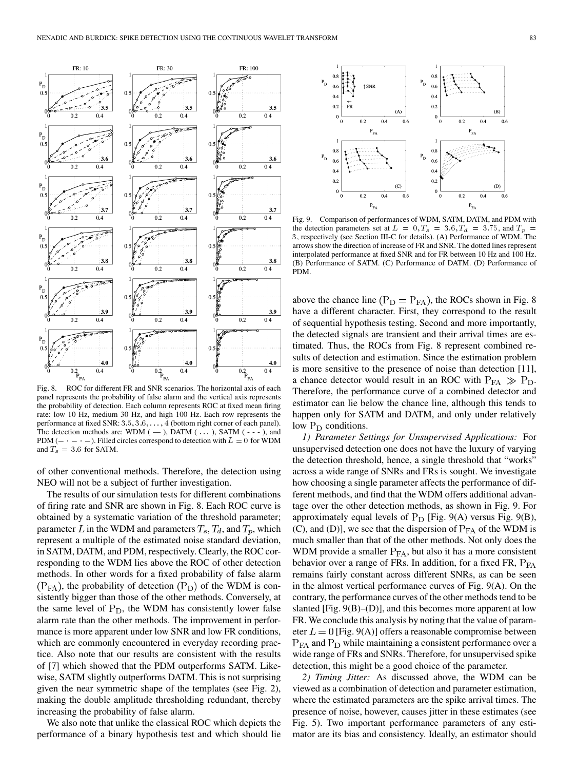Fig. 8. ROC for different FR and SNR scenarios. The horizontal axis of each panel represents the probability of false alarm and the vertical axis represents the probability of detection. Each column represents ROC at fixed mean firing rate: low 10 Hz, medium 30 Hz, and high 100 Hz. Each row represents the performance at fixed SNR: $3.5, 3.6, \ldots, 4$ (bottom right corner of each panel). The detection methods are: WDM ( — ), DATM ( ... ), SATM ( - - - ), and PDM ($- \cdot - \cdot -$). Filled circles correspond to detection with $L = 0$ for WDM and $T_s = 3.6$ for SATM.

of other conventional methods. Therefore, the detection using NEO will not be a subject of further investigation.

The results of our simulation tests for different combinations of firing rate and SNR are shown in Fig. 8. Each ROC curve is obtained by a systematic variation of the threshold parameter; parameter $L$ in the WDM and parameters $T_s$, $T_d$, and $T_p$, which represent a multiple of the estimated noise standard deviation, in SATM, DATM, and PDM, respectively. Clearly, the ROC corresponding to the WDM lies above the ROC of other detection methods. In other words for a fixed probability of false alarm ($\mathrm{P_{FA}}$), the probability of detection ($\mathrm{P_D}$) of the WDM is consistently bigger than those of the other methods. Conversely, at the same level of $\mathrm{P_D}$, the WDM has consistently lower false alarm rate than the other methods. The improvement in performance is more apparent under low SNR and low FR conditions, which are commonly encountered in everyday recording practice. Also note that our results are consistent with the results of [7] which showed that the PDM outperforms SATM. Likewise, SATM slightly outperforms DATM. This is not surprising given the near symmetric shape of the templates (see Fig. 2), making the double amplitude thresholding redundant, thereby increasing the probability of false alarm.

We also note that unlike the classical ROC which depicts the performance of a binary hypothesis test and which should lie above the chance line ($\mathrm{P_D} = \mathrm{P_{FA}}$), the ROCs shown in Fig. 8 have a different character. First, they correspond to the result of sequential hypothesis testing. Second and more importantly, the detected signals are transient and their arrival times are estimated. Thus, the ROCs from Fig. 8 represent combined results of detection and estimation. Since the estimation problem is more sensitive to the presence of noise than detection [11], a chance detector would result in an ROC with $\mathrm{P_{FA}} \gg \mathrm{P_D}$. Therefore, the performance curve of a combined detector and estimator can lie below the chance line, although this tends to happen only for SATM and DATM, and only under relatively low $\mathrm{P_D}$ conditions.

Fig. 9. Comparison of performances of WDM, SATM, DATM, and PDM with the detection parameters set at $L = 0, T_s = 3.6, T_d = 3.75$, and $T_p = 3$, respectively (see Section III-C for details). (A) Performance of WDM. The arrows show the direction of increase of FR and SNR. The dotted lines represent interpolated performance at fixed SNR and for FR between 10 Hz and 100 Hz. (B) Performance of SATM. (C) Performance of DATM. (D) Performance of PDM.

*1) Parameter Settings for Unsupervised Applications:* For unsupervised detection one does not have the luxury of varying the detection threshold, hence, a single threshold that "works" across a wide range of SNRs and FRs is sought. We investigate how choosing a single parameter affects the performance of different methods, and find that the WDM offers additional advantage over the other detection methods, as shown in Fig. 9. For approximately equal levels of $\mathrm{P_D}$ [Fig. 9(A) versus Fig. 9(B), (C), and (D)], we see that the dispersion of $\mathrm{P_{FA}}$ of the WDM is much smaller than that of the other methods. Not only does the WDM provide a smaller $\mathrm{P_{FA}}$, but also it has a more consistent behavior over a range of FRs. In addition, for a fixed FR, $\mathrm{P_{FA}}$ remains fairly constant across different SNRs, as can be seen in the almost vertical performance curves of Fig. 9(A). On the contrary, the performance curves of the other methods tend to be slanted [Fig. 9(B)–(D)], and this becomes more apparent at low FR. We conclude this analysis by noting that the value of parameter $L = 0$ [Fig. 9(A)] offers a reasonable compromise between $\mathrm{P_{FA}}$ and $\mathrm{P_D}$ while maintaining a consistent performance over a wide range of FRs and SNRs. Therefore, for unsupervised spike detection, this might be a good choice of the parameter.

*2) Timing Jitter:* As discussed above, the WDM can be viewed as a combination of detection and parameter estimation, where the estimated parameters are the spike arrival times. The presence of noise, however, causes jitter in these estimates (see Fig. 5). Two important performance parameters of any estimator are its bias and consistency. Ideally, an estimator should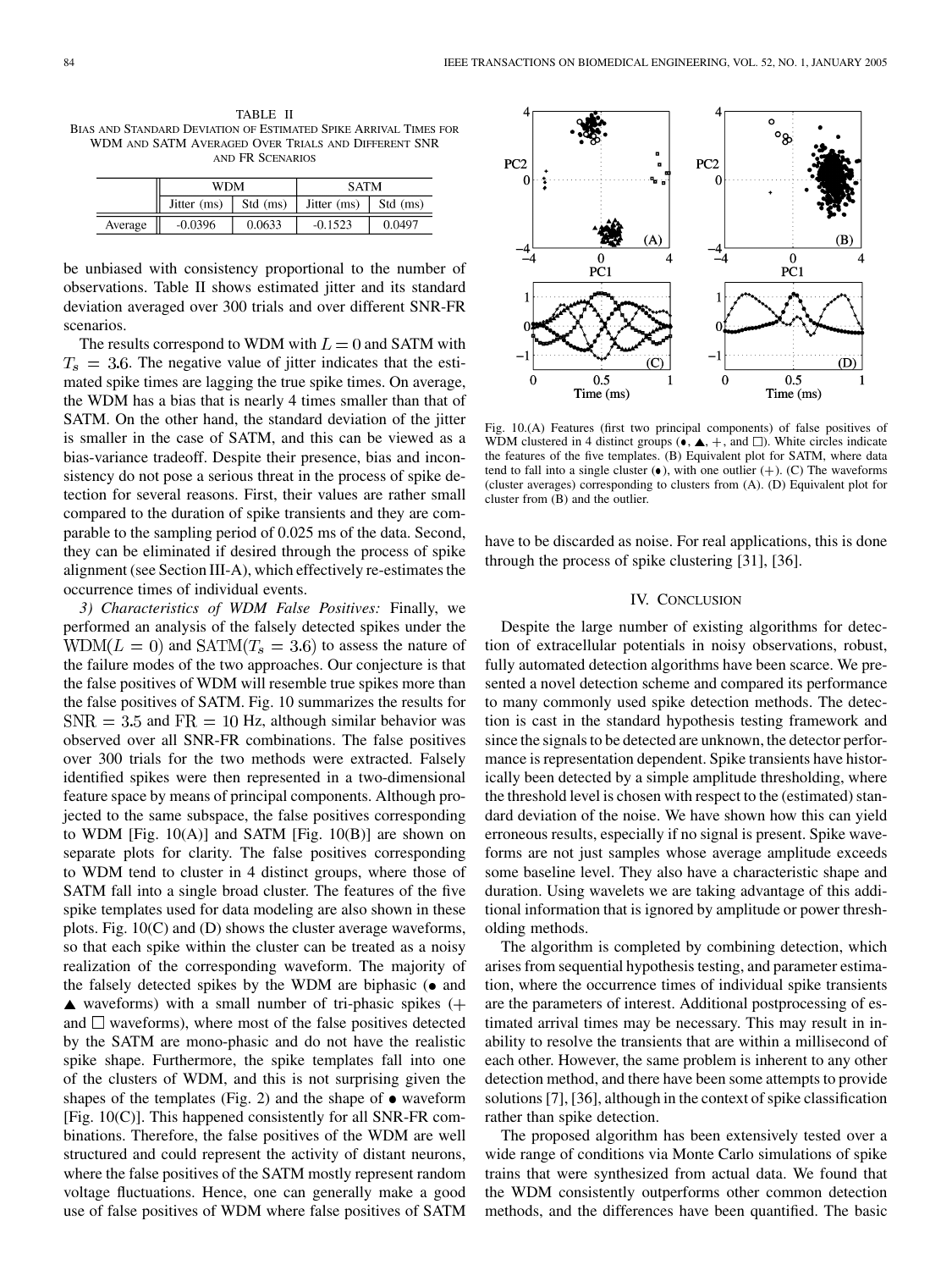TABLE II
BIAS AND STANDARD DEVIATION OF ESTIMATED SPIKE ARRIVAL TIMES FOR WDM AND SATM AVERAGED OVER TRIALS AND DIFFERENT SNR AND FR SCENARIOS

| | WDM | | SATM | |
|---|---|---|---|---|
| | Jitter (ms) | Std (ms) | Jitter (ms) | Std (ms) |
| Average | -0.0396 | 0.0633 | -0.1523 | 0.0497 |

be unbiased with consistency proportional to the number of observations. Table II shows estimated jitter and its standard deviation averaged over 300 trials and over different SNR-FR scenarios.

The results correspond to WDM with $L = 0$ and SATM with $T_s = 3.6$. The negative value of jitter indicates that the estimated spike times are lagging the true spike times. On average, the WDM has a bias that is nearly 4 times smaller than that of SATM. On the other hand, the standard deviation of the jitter is smaller in the case of SATM, and this can be viewed as a bias-variance tradeoff. Despite their presence, bias and inconsistency do not pose a serious threat in the process of spike detection for several reasons. First, their values are rather small compared to the duration of spike transients and they are comparable to the sampling period of 0.025 ms of the data. Second, they can be eliminated if desired through the process of spike alignment (see Section III-A), which effectively re-estimates the occurrence times of individual events.

*3) Characteristics of WDM False Positives:* Finally, we performed an analysis of the falsely detected spikes under the $\mathrm{WDM}(L = 0)$ and $\mathrm{SATM}(T_s = 3.6)$ to assess the nature of the failure modes of the two approaches. Our conjecture is that the false positives of WDM will resemble true spikes more than the false positives of SATM. Fig. 10 summarizes the results for $\mathrm{SNR} = 3.5$ and $\mathrm{FR} = 10$ Hz, although similar behavior was observed over all SNR-FR combinations. The false positives over 300 trials for the two methods were extracted. Falsely identified spikes were then represented in a two-dimensional feature space by means of principal components. Although projected to the same subspace, the false positives corresponding to WDM [Fig. 10(A)] and SATM [Fig. 10(B)] are shown on separate plots for clarity. The false positives corresponding to WDM tend to cluster in 4 distinct groups, where those of SATM fall into a single broad cluster. The features of the five spike templates used for data modeling are also shown in these plots. Fig. 10(C) and (D) shows the cluster average waveforms, so that each spike within the cluster can be treated as a noisy realization of the corresponding waveform. The majority of the falsely detected spikes by the WDM are biphasic (• and ▲ waveforms) with a small number of tri-phasic spikes (+ and □ waveforms), where most of the false positives detected by the SATM are mono-phasic and do not have the realistic spike shape. Furthermore, the spike templates fall into one of the clusters of WDM, and this is not surprising given the shapes of the templates (Fig. 2) and the shape of • waveform [Fig. 10(C)]. This happened consistently for all SNR-FR combinations. Therefore, the false positives of the WDM are well structured and could represent the activity of distant neurons, where the false positives of the SATM mostly represent random voltage fluctuations. Hence, one can generally make a good use of false positives of WDM where false positives of SATM have to be discarded as noise. For real applications, this is done through the process of spike clustering [31], [36].

Fig. 10.(A) Features (first two principal components) of false positives of WDM clustered in 4 distinct groups (•, ▲, +, and □). White circles indicate the features of the five templates. (B) Equivalent plot for SATM, where data tend to fall into a single cluster (•), with one outlier (+). (C) The waveforms (cluster averages) corresponding to clusters from (A). (D) Equivalent plot for cluster from (B) and the outlier.

## IV. CONCLUSION

Despite the large number of existing algorithms for detection of extracellular potentials in noisy observations, robust, fully automated detection algorithms have been scarce. We presented a novel detection scheme and compared its performance to many commonly used spike detection methods. The detection is cast in the standard hypothesis testing framework and since the signals to be detected are unknown, the detector performance is representation dependent. Spike transients have historically been detected by a simple amplitude thresholding, where the threshold level is chosen with respect to the (estimated) standard deviation of the noise. We have shown how this can yield erroneous results, especially if no signal is present. Spike waveforms are not just samples whose average amplitude exceeds some baseline level. They also have a characteristic shape and duration. Using wavelets we are taking advantage of this additional information that is ignored by amplitude or power thresholding methods.

The algorithm is completed by combining detection, which arises from sequential hypothesis testing, and parameter estimation, where the occurrence times of individual spike transients are the parameters of interest. Additional postprocessing of estimated arrival times may be necessary. This may result in inability to resolve the transients that are within a millisecond of each other. However, the same problem is inherent to any other detection method, and there have been some attempts to provide solutions [7], [36], although in the context of spike classification rather than spike detection.

The proposed algorithm has been extensively tested over a wide range of conditions via Monte Carlo simulations of spike trains that were synthesized from actual data. We found that the WDM consistently outperforms other common detection methods, and the differences have been quantified. The basic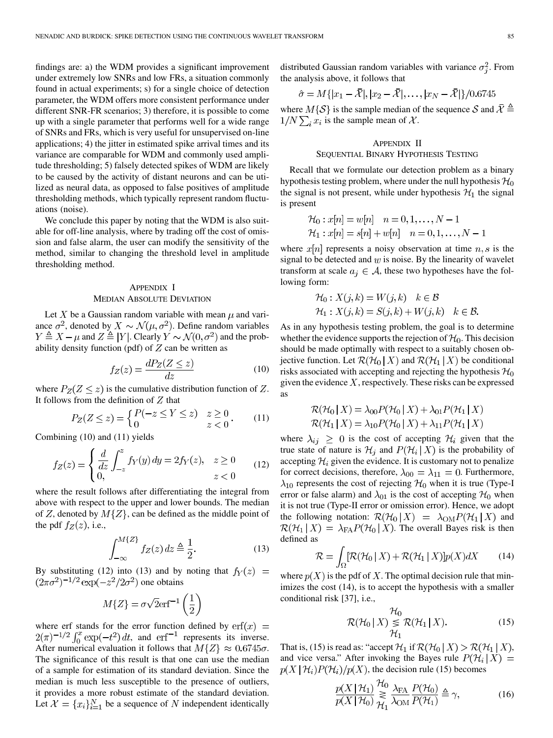findings are: a) the WDM provides a significant improvement under extremely low SNRs and low FRs, a situation commonly found in actual experiments; s) for a single choice of detection parameter, the WDM offers more consistent performance under different SNR-FR scenarios; 3) therefore, it is possible to come up with a single parameter that performs well for a wide range of SNRs and FRs, which is very useful for unsupervised on-line applications; 4) the jitter in estimated spike arrival times and its variance are comparable for WDM and commonly used amplitude thresholding; 5) falsely detected spikes of WDM are likely to be caused by the activity of distant neurons and can be utilized as neural data, as opposed to false positives of amplitude thresholding methods, which typically represent random fluctuations (noise).

We conclude this paper by noting that the WDM is also suitable for off-line analysis, where by trading off the cost of omission and false alarm, the user can modify the sensitivity of the method, similar to changing the threshold level in amplitude thresholding method.

## Appendix I
## Median Absolute Deviation

Let $X$ be a Gaussian random variable with mean $\mu$ and variance $\sigma^2$, denoted by $X \sim \mathcal{N}(\mu, \sigma^2)$. Define random variables $Y \triangleq X - \mu$ and $Z \triangleq |Y|$. Clearly $Y \sim \mathcal{N}(0, \sigma^2)$ and the probability density function (pdf) of $Z$ can be written as

$$f_Z(z) = \frac{dP_Z(Z \le z)}{dz} \tag{10}$$

where $P_Z(Z \le z)$ is the cumulative distribution function of $Z$. It follows from the definition of $Z$ that

$$P_Z(Z \le z) = \begin{cases} P(-z \le Y \le z) & z \ge 0 \\ 0 & z < 0 \end{cases}. \tag{11}$$

Combining (10) and (11) yields

$$f_Z(z) = \begin{cases} \dfrac{d}{dz}\displaystyle\int_{-z}^{z} f_Y(y)\,dy = 2f_Y(z), & z \ge 0 \\ 0, & z < 0 \end{cases} \tag{12}$$

where the result follows after differentiating the integral from above with respect to the upper and lower bounds. The median of $Z$, denoted by $M\{Z\}$, can be defined as the middle point of the pdf $f_Z(z)$, i.e.,

$$\int_{-\infty}^{M\{Z\}} f_Z(z)\,dz \triangleq \frac{1}{2}. \tag{13}$$

By substituting (12) into (13) and by noting that $f_Y(z) = (2\pi\sigma^2)^{-1/2}\exp(-z^2/2\sigma^2)$ one obtains

$$M\{Z\} = \sigma\sqrt{2}\,\mathrm{erf}^{-1}\left(\frac{1}{2}\right)$$

where erf stands for the error function defined by $\mathrm{erf}(x) = 2(\pi)^{-1/2}\int_0^x \exp(-t^2)\,dt$, and $\mathrm{erf}^{-1}$ represents its inverse. After numerical evaluation it follows that $M\{Z\} \approx 0.6745\sigma$. The significance of this result is that one can use the median of a sample for estimation of its standard deviation. Since the median is much less susceptible to the presence of outliers, it provides a more robust estimate of the standard deviation. Let $\mathcal{X} = \{x_i\}_{i=1}^{N}$ be a sequence of $N$ independent identically distributed Gaussian random variables with variance $\sigma_j^2$. From the analysis above, it follows that

$$\hat{\sigma} = M\{|x_1 - \bar{\mathcal{X}}|, |x_2 - \bar{\mathcal{X}}|, \ldots, |x_N - \bar{\mathcal{X}}|\}/0.6745$$

where $M\{\mathcal{S}\}$ is the sample median of the sequence $\mathcal{S}$ and $\bar{\mathcal{X}} \triangleq 1/N\sum_i x_i$ is the sample mean of $\mathcal{X}$.

## Appendix II
## Sequential Binary Hypothesis Testing

Recall that we formulate our detection problem as a binary hypothesis testing problem, where under the null hypothesis $\mathcal{H}_0$ the signal is not present, while under hypothesis $\mathcal{H}_1$ the signal is present

$$\mathcal{H}_0 : x[n] = w[n] \quad n = 0, 1, \ldots, N-1$$
$$\mathcal{H}_1 : x[n] = s[n] + w[n] \quad n = 0, 1, \ldots, N-1$$

where $x[n]$ represents a noisy observation at time $n, s$ is the signal to be detected and $w$ is noise. By the linearity of wavelet transform at scale $a_j \in \mathcal{A}$, these two hypotheses have the following form:

$$\mathcal{H}_0 : X(j,k) = W(j,k) \quad k \in \mathcal{B}$$
$$\mathcal{H}_1 : X(j,k) = S(j,k) + W(j,k) \quad k \in \mathcal{B}.$$

As in any hypothesis testing problem, the goal is to determine whether the evidence supports the rejection of $\mathcal{H}_0$. This decision should be made optimally with respect to a suitably chosen objective function. Let $\mathcal{R}(\mathcal{H}_0 \,|\, X)$ and $\mathcal{R}(\mathcal{H}_1 \,|\, X)$ be conditional risks associated with accepting and rejecting the hypothesis $\mathcal{H}_0$ given the evidence $X$, respectively. These risks can be expressed as

$$\mathcal{R}(\mathcal{H}_0 \,|\, X) = \lambda_{00}P(\mathcal{H}_0 \,|\, X) + \lambda_{01}P(\mathcal{H}_1 \,|\, X)$$
$$\mathcal{R}(\mathcal{H}_1 \,|\, X) = \lambda_{10}P(\mathcal{H}_0 \,|\, X) + \lambda_{11}P(\mathcal{H}_1 \,|\, X)$$

where $\lambda_{ij} \ge 0$ is the cost of accepting $\mathcal{H}_i$ given that the true state of nature is $\mathcal{H}_j$ and $P(\mathcal{H}_i \,|\, X)$ is the probability of accepting $\mathcal{H}_i$ given the evidence. It is customary not to penalize for correct decisions, therefore, $\lambda_{00} = \lambda_{11} = 0$. Furthermore, $\lambda_{10}$ represents the cost of rejecting $\mathcal{H}_0$ when it is true (Type-I error or false alarm) and $\lambda_{01}$ is the cost of accepting $\mathcal{H}_0$ when it is not true (Type-II error or omission error). Hence, we adopt the following notation: $\mathcal{R}(\mathcal{H}_0 \,|\, X) = \lambda_{\mathrm{OM}}P(\mathcal{H}_1 \,|\, X)$ and $\mathcal{R}(\mathcal{H}_1 \,|\, X) = \lambda_{\mathrm{FA}}P(\mathcal{H}_0 \,|\, X)$. The overall Bayes risk is then defined as

$$\mathcal{R} = \int_{\Omega} [\mathcal{R}(\mathcal{H}_0 \,|\, X) + \mathcal{R}(\mathcal{H}_1 \,|\, X)]p(X)dX \tag{14}$$

where $p(X)$ is the pdf of $X$. The optimal decision rule that minimizes the cost (14), is to accept the hypothesis with a smaller conditional risk [37], i.e.,

$$\mathcal{R}(\mathcal{H}_0 \,|\, X) \underset{\mathcal{H}_1}{\overset{\mathcal{H}_0}{\lessgtr}} \mathcal{R}(\mathcal{H}_1 \,|\, X). \tag{15}$$

That is, (15) is read as: "accept $\mathcal{H}_1$ if $\mathcal{R}(\mathcal{H}_0 \,|\, X) > \mathcal{R}(\mathcal{H}_1 \,|\, X)$, and vice versa." After invoking the Bayes rule $P(\mathcal{H}_i \,|\, X) = p(X \,|\, \mathcal{H}_i)P(\mathcal{H}_i)/p(X)$, the decision rule (15) becomes

$$\frac{p(X \,|\, \mathcal{H}_1)}{p(X \,|\, \mathcal{H}_0)} \underset{\mathcal{H}_1}{\overset{\mathcal{H}_0}{\lessgtr}} \frac{\lambda_{\mathrm{FA}}}{\lambda_{\mathrm{OM}}}\frac{P(\mathcal{H}_0)}{P(\mathcal{H}_1)} \triangleq \gamma, \tag{16}$$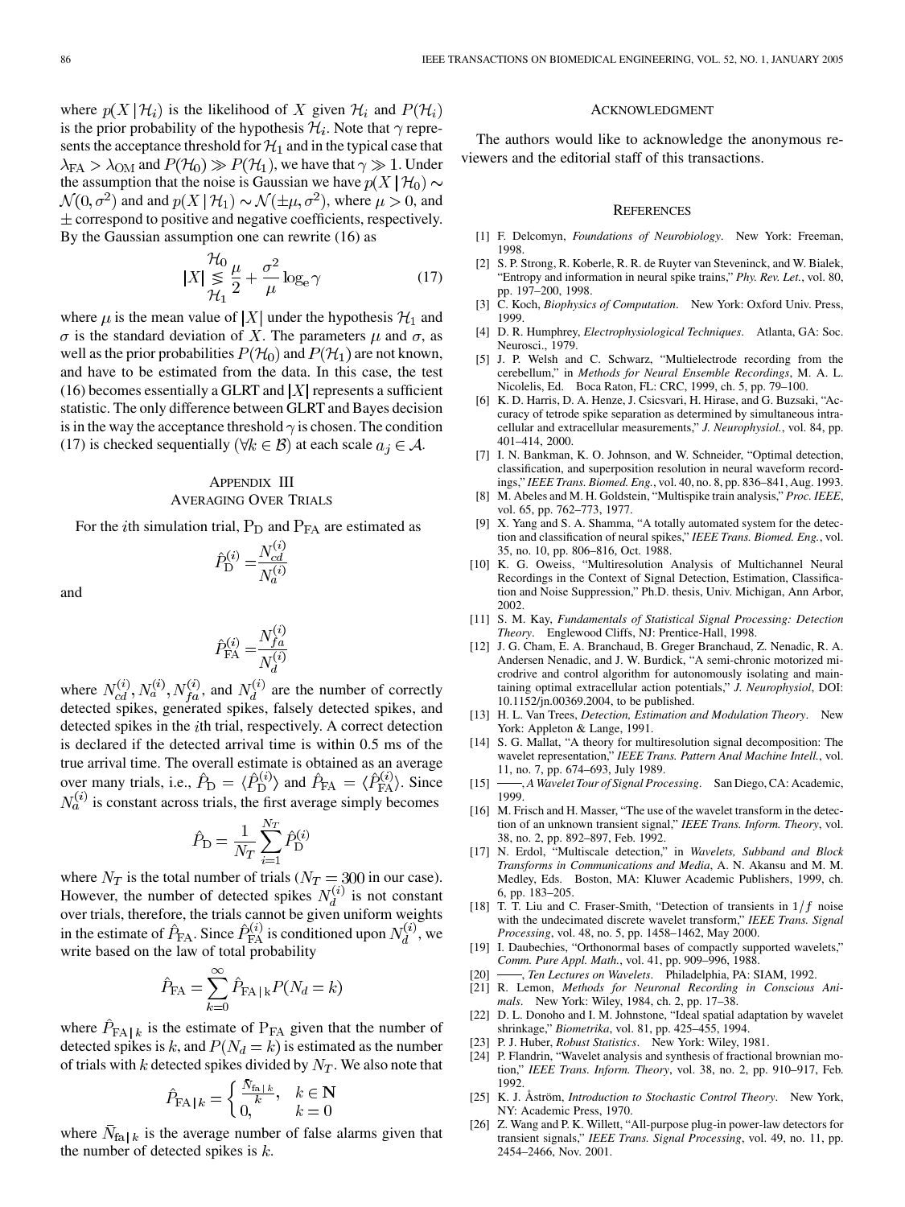where $p(X \mid \mathcal{H}_i)$ is the likelihood of $X$ given $\mathcal{H}_i$ and $P(\mathcal{H}_i)$ is the prior probability of the hypothesis $\mathcal{H}_i$. Note that $\gamma$ represents the acceptance threshold for $\mathcal{H}_1$ and in the typical case that $\lambda_{\text{FA}} > \lambda_{\text{OM}}$ and $P(\mathcal{H}_0) \gg P(\mathcal{H}_1)$, we have that $\gamma \gg 1$. Under the assumption that the noise is Gaussian we have $p(X \mid \mathcal{H}_0) \sim \mathcal{N}(0, \sigma^2)$ and and $p(X \mid \mathcal{H}_1) \sim \mathcal{N}(\pm\mu, \sigma^2)$, where $\mu > 0$, and $\pm$ correspond to positive and negative coefficients, respectively. By the Gaussian assumption one can rewrite (16) as

$$|X| \underset{\mathcal{H}_1}{\overset{\mathcal{H}_0}{\lessgtr}} \frac{\mu}{2} + \frac{\sigma^2}{\mu} \log_e \gamma \tag{17}$$

where $\mu$ is the mean value of $|X|$ under the hypothesis $\mathcal{H}_1$ and $\sigma$ is the standard deviation of $X$. The parameters $\mu$ and $\sigma$, as well as the prior probabilities $P(\mathcal{H}_0)$ and $P(\mathcal{H}_1)$ are not known, and have to be estimated from the data. In this case, the test (16) becomes essentially a GLRT and $|X|$ represents a sufficient statistic. The only difference between GLRT and Bayes decision is in the way the acceptance threshold $\gamma$ is chosen. The condition (17) is checked sequentially $(\forall k \in \mathcal{B})$ at each scale $a_j \in \mathcal{A}$.

## Appendix III
## Averaging Over Trials

For the $i$th simulation trial, $\text{P}_{\text{D}}$ and $\text{P}_{\text{FA}}$ are estimated as

$$\hat{P}_{\text{D}}^{(i)} = \frac{N_{cd}^{(i)}}{N_a^{(i)}}$$

and

$$\hat{P}_{\text{FA}}^{(i)} = \frac{N_{fa}^{(i)}}{N_d^{(i)}}$$

where $N_{cd}^{(i)}, N_a^{(i)}, N_{fa}^{(i)}$, and $N_d^{(i)}$ are the number of correctly detected spikes, generated spikes, falsely detected spikes, and detected spikes in the $i$th trial, respectively. A correct detection is declared if the detected arrival time is within 0.5 ms of the true arrival time. The overall estimate is obtained as an average over many trials, i.e., $\hat{P}_{\text{D}} = \langle \hat{P}_{\text{D}}^{(i)} \rangle$ and $\hat{P}_{\text{FA}} = \langle \hat{P}_{\text{FA}}^{(i)} \rangle$. Since $N_a^{(i)}$ is constant across trials, the first average simply becomes

$$\hat{P}_{\text{D}} = \frac{1}{N_T} \sum_{i=1}^{N_T} \hat{P}_{\text{D}}^{(i)}$$

where $N_T$ is the total number of trials ($N_T = 300$ in our case). However, the number of detected spikes $N_d^{(i)}$ is not constant over trials, therefore, the trials cannot be given uniform weights in the estimate of $\hat{P}_{\text{FA}}$. Since $\hat{P}_{\text{FA}}^{(i)}$ is conditioned upon $N_d^{(i)}$, we write based on the law of total probability

$$\hat{P}_{\text{FA}} = \sum_{k=0}^{\infty} \hat{P}_{\text{FA}\,|\,k} P(N_d = k)$$

where $\hat{P}_{\text{FA}\,|\,k}$ is the estimate of $\text{P}_{\text{FA}}$ given that the number of detected spikes is $k$, and $P(N_d = k)$ is estimated as the number of trials with $k$ detected spikes divided by $N_T$. We also note that

$$\hat{P}_{\text{FA}\,|\,k} = \begin{cases} \frac{\bar{N}_{\text{fa}\,|\,k}}{k}, & k \in \mathbf{N} \\ 0, & k = 0 \end{cases}$$

where $\bar{N}_{\text{fa}\,|\,k}$ is the average number of false alarms given that the number of detected spikes is $k$.

## Acknowledgment

The authors would like to acknowledge the anonymous reviewers and the editorial staff of this transactions.

## References

[1] F. Delcomyn, *Foundations of Neurobiology*. New York: Freeman, 1998.

[2] S. P. Strong, R. Koberle, R. R. de Ruyter van Steveninck, and W. Bialek, "Entropy and information in neural spike trains," *Phy. Rev. Let.*, vol. 80, pp. 197–200, 1998.

[3] C. Koch, *Biophysics of Computation*. New York: Oxford Univ. Press, 1999.

[4] D. R. Humphrey, *Electrophysiological Techniques*. Atlanta, GA: Soc. Neurosci., 1979.

[5] J. P. Welsh and C. Schwarz, "Multielectrode recording from the cerebellum," in *Methods for Neural Ensemble Recordings*, M. A. L. Nicolelis, Ed. Boca Raton, FL: CRC, 1999, ch. 5, pp. 79–100.

[6] K. D. Harris, D. A. Henze, J. Csicsvari, H. Hirase, and G. Buzsaki, "Accuracy of tetrode spike separation as determined by simultaneous intracellular and extracellular measurements," *J. Neurophysiol.*, vol. 84, pp. 401–414, 2000.

[7] I. N. Bankman, K. O. Johnson, and W. Schneider, "Optimal detection, classification, and superposition resolution in neural waveform recordings," *IEEE Trans. Biomed. Eng.*, vol. 40, no. 8, pp. 836–841, Aug. 1993.

[8] M. Abeles and M. H. Goldstein, "Multispike train analysis," *Proc. IEEE*, vol. 65, pp. 762–773, 1977.

[9] X. Yang and S. A. Shamma, "A totally automated system for the detection and classification of neural spikes," *IEEE Trans. Biomed. Eng.*, vol. 35, no. 10, pp. 806–816, Oct. 1988.

[10] K. G. Oweiss, "Multiresolution Analysis of Multichannel Neural Recordings in the Context of Signal Detection, Estimation, Classification and Noise Suppression," Ph.D. thesis, Univ. Michigan, Ann Arbor, 2002.

[11] S. M. Kay, *Fundamentals of Statistical Signal Processing: Detection Theory*. Englewood Cliffs, NJ: Prentice-Hall, 1998.

[12] J. G. Cham, E. A. Branchaud, B. Greger Branchaud, Z. Nenadic, R. A. Andersen Nenadic, and J. W. Burdick, "A semi-chronic motorized microdrive and control algorithm for autonomously isolating and maintaining optimal extracellular action potentials," *J. Neurophysiol*, DOI: 10.1152/jn.00369.2004, to be published.

[13] H. L. Van Trees, *Detection, Estimation and Modulation Theory*. New York: Appleton & Lange, 1991.

[14] S. G. Mallat, "A theory for multiresolution signal decomposition: The wavelet representation," *IEEE Trans. Pattern Anal Machine Intell.*, vol. 11, no. 7, pp. 674–693, July 1989.

[15] ——, *A Wavelet Tour of Signal Processing*. San Diego, CA: Academic, 1999.

[16] M. Frisch and H. Masser, "The use of the wavelet transform in the detection of an unknown transient signal," *IEEE Trans. Inform. Theory*, vol. 38, no. 2, pp. 892–897, Feb. 1992.

[17] N. Erdol, "Multiscale detection," in *Wavelets, Subband and Block Transforms in Communications and Media*, A. N. Akansu and M. M. Medley, Eds. Boston, MA: Kluwer Academic Publishers, 1999, ch. 6, pp. 183–205.

[18] T. T. Liu and C. Fraser-Smith, "Detection of transients in $1/f$ noise with the undecimated discrete wavelet transform," *IEEE Trans. Signal Processing*, vol. 48, no. 5, pp. 1458–1462, May 2000.

[19] I. Daubechies, "Orthonormal bases of compactly supported wavelets," *Comm. Pure Appl. Math.*, vol. 41, pp. 909–996, 1988.

[20] ——, *Ten Lectures on Wavelets*. Philadelphia, PA: SIAM, 1992.

[21] R. Lemon, *Methods for Neuronal Recording in Conscious Animals*. New York: Wiley, 1984, ch. 2, pp. 17–38.

[22] D. L. Donoho and I. M. Johnstone, "Ideal spatial adaptation by wavelet shrinkage," *Biometrika*, vol. 81, pp. 425–455, 1994.

[23] P. J. Huber, *Robust Statistics*. New York: Wiley, 1981.

[24] P. Flandrin, "Wavelet analysis and synthesis of fractional brownian motion," *IEEE Trans. Inform. Theory*, vol. 38, no. 2, pp. 910–917, Feb. 1992.

[25] K. J. Åström, *Introduction to Stochastic Control Theory*. New York, NY: Academic Press, 1970.

[26] Z. Wang and P. K. Willett, "All-purpose plug-in power-law detectors for transient signals," *IEEE Trans. Signal Processing*, vol. 49, no. 11, pp. 2454–2466, Nov. 2001.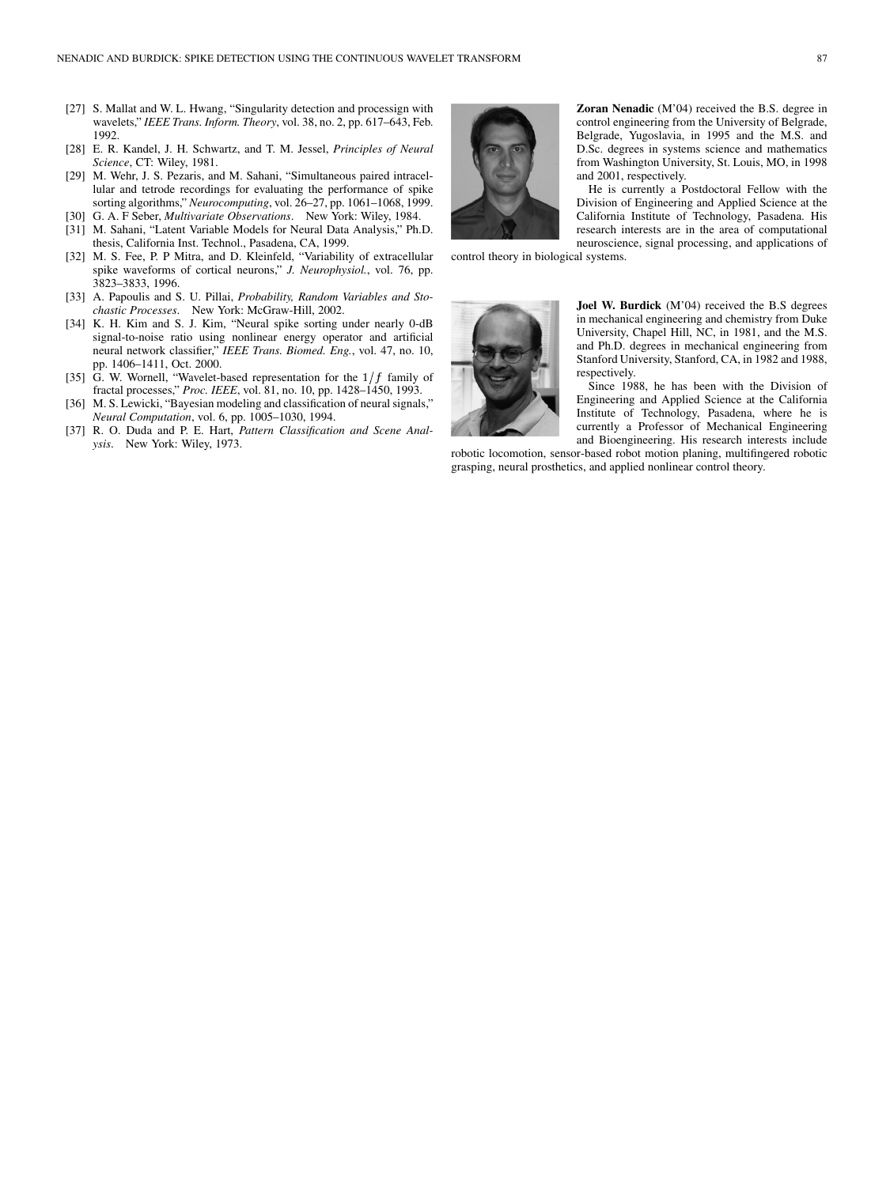[27] S. Mallat and W. L. Hwang, "Singularity detection and processign with wavelets," *IEEE Trans. Inform. Theory*, vol. 38, no. 2, pp. 617–643, Feb. 1992.

[28] E. R. Kandel, J. H. Schwartz, and T. M. Jessel, *Principles of Neural Science*, CT: Wiley, 1981.

[29] M. Wehr, J. S. Pezaris, and M. Sahani, "Simultaneous paired intracellular and tetrode recordings for evaluating the performance of spike sorting algorithms," *Neurocomputing*, vol. 26–27, pp. 1061–1068, 1999.

[30] G. A F Seber, *Multivariate Observations*. New York: Wiley, 1984.

[31] M. Sahani, "Latent Variable Models for Neural Data Analysis," Ph.D. thesis, California Inst. Technol., Pasadena, CA, 1999.

[32] M. S. Fee, P. P Mitra, and D. Kleinfeld, "Variability of extracellular spike waveforms of cortical neurons," *J. Neurophysiol.*, vol. 76, pp. 3823–3833, 1996.

[33] A. Papoulis and S. U. Pillai, *Probability, Random Variables and Stochastic Processes*. New York: McGraw-Hill, 2002.

[34] K. H. Kim and S. J. Kim, "Neural spike sorting under nearly 0-dB signal-to-noise ratio using nonlinear energy operator and artificial neural network classifier," *IEEE Trans. Biomed. Eng.*, vol. 47, no. 10, pp. 1406–1411, Oct. 2000.

[35] G. W. Wornell, "Wavelet-based representation for the $1/f$ family of fractal processes," *Proc. IEEE*, vol. 81, no. 10, pp. 1428–1450, 1993.

[36] M. S. Lewicki, "Bayesian modeling and classification of neural signals," *Neural Computation*, vol. 6, pp. 1005–1030, 1994.

[37] R. O. Duda and P. E. Hart, *Pattern Classification and Scene Analysis*. New York: Wiley, 1973.

**Zoran Nenadic** (M'04) received the B.S. degree in control engineering from the University of Belgrade, Belgrade, Yugoslavia, in 1995 and the M.S. and D.Sc. degrees in systems science and mathematics from Washington University, St. Louis, MO, in 1998 and 2001, respectively.

He is currently a Postdoctoral Fellow with the Division of Engineering and Applied Science at the California Institute of Technology, Pasadena. His research interests are in the area of computational neuroscience, signal processing, and applications of control theory in biological systems.

**Joel W. Burdick** (M'04) received the B.S degrees in mechanical engineering and chemistry from Duke University, Chapel Hill, NC, in 1981, and the M.S. and Ph.D. degrees in mechanical engineering from Stanford University, Stanford, CA, in 1982 and 1988, respectively.

Since 1988, he has been with the Division of Engineering and Applied Science at the California Institute of Technology, Pasadena, where he is currently a Professor of Mechanical Engineering and Bioengineering. His research interests include robotic locomotion, sensor-based robot motion planing, multifingered robotic grasping, neural prosthetics, and applied nonlinear control theory.